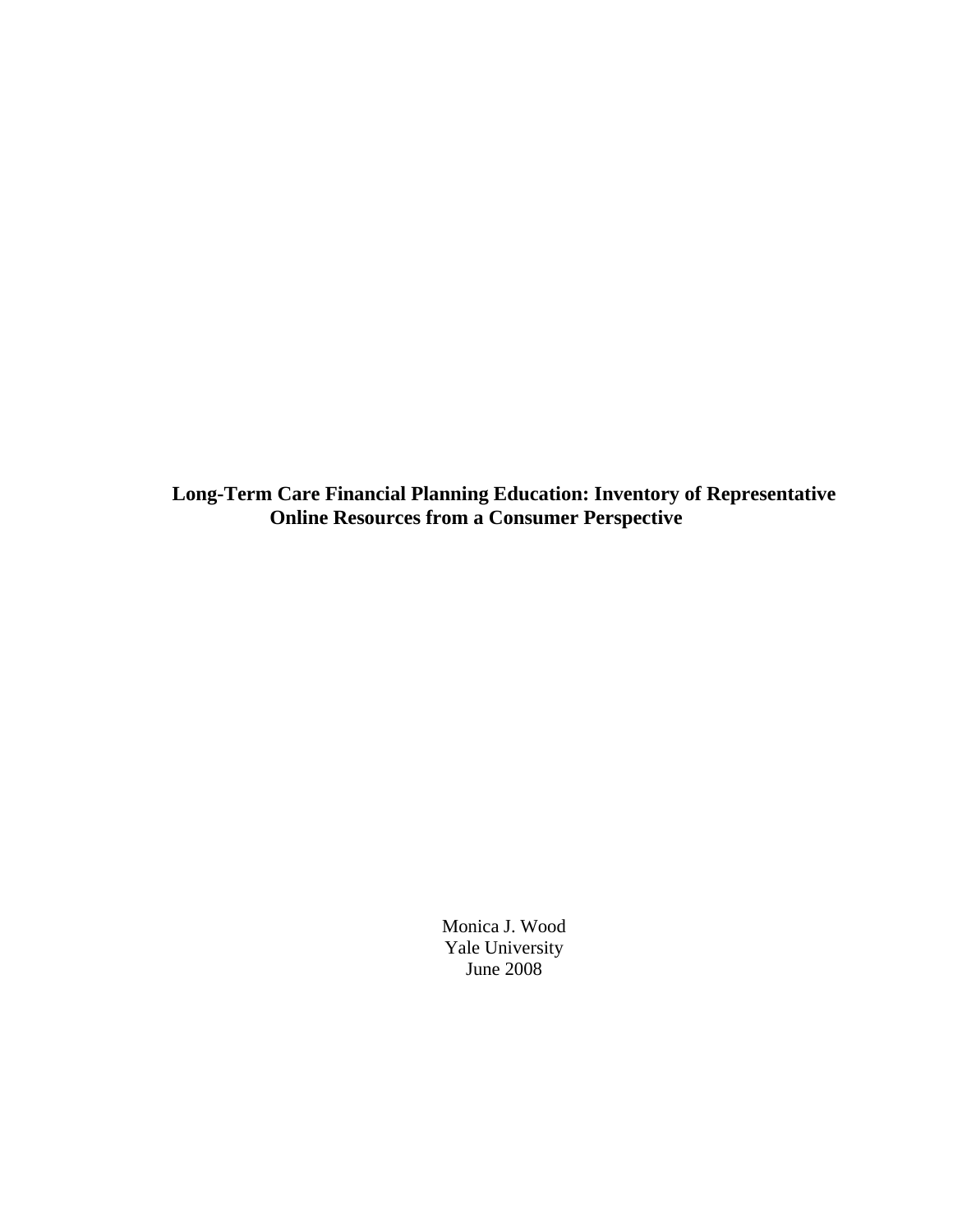# Long-Term Care Financial Planning Education: Inventory of Representative Online Resources from a Consumer Perspective

Monica J. Wood
Yale University
June 2008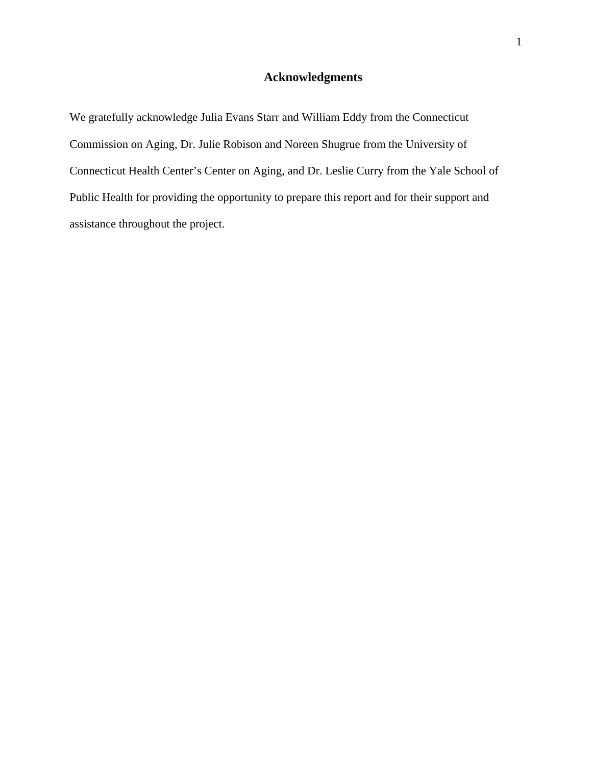# Acknowledgments

We gratefully acknowledge Julia Evans Starr and William Eddy from the Connecticut Commission on Aging, Dr. Julie Robison and Noreen Shugrue from the University of Connecticut Health Center's Center on Aging, and Dr. Leslie Curry from the Yale School of Public Health for providing the opportunity to prepare this report and for their support and assistance throughout the project.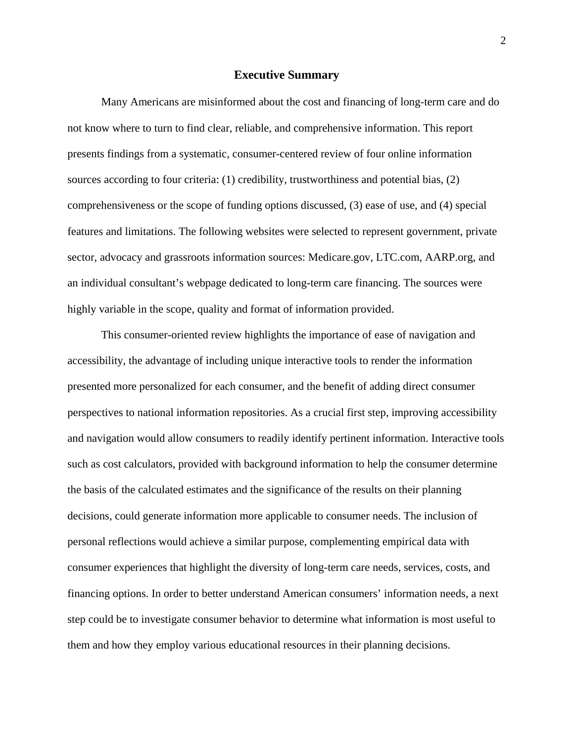# Executive Summary

Many Americans are misinformed about the cost and financing of long-term care and do not know where to turn to find clear, reliable, and comprehensive information. This report presents findings from a systematic, consumer-centered review of four online information sources according to four criteria: (1) credibility, trustworthiness and potential bias, (2) comprehensiveness or the scope of funding options discussed, (3) ease of use, and (4) special features and limitations. The following websites were selected to represent government, private sector, advocacy and grassroots information sources: Medicare.gov, LTC.com, AARP.org, and an individual consultant's webpage dedicated to long-term care financing. The sources were highly variable in the scope, quality and format of information provided.

This consumer-oriented review highlights the importance of ease of navigation and accessibility, the advantage of including unique interactive tools to render the information presented more personalized for each consumer, and the benefit of adding direct consumer perspectives to national information repositories. As a crucial first step, improving accessibility and navigation would allow consumers to readily identify pertinent information. Interactive tools such as cost calculators, provided with background information to help the consumer determine the basis of the calculated estimates and the significance of the results on their planning decisions, could generate information more applicable to consumer needs. The inclusion of personal reflections would achieve a similar purpose, complementing empirical data with consumer experiences that highlight the diversity of long-term care needs, services, costs, and financing options. In order to better understand American consumers' information needs, a next step could be to investigate consumer behavior to determine what information is most useful to them and how they employ various educational resources in their planning decisions.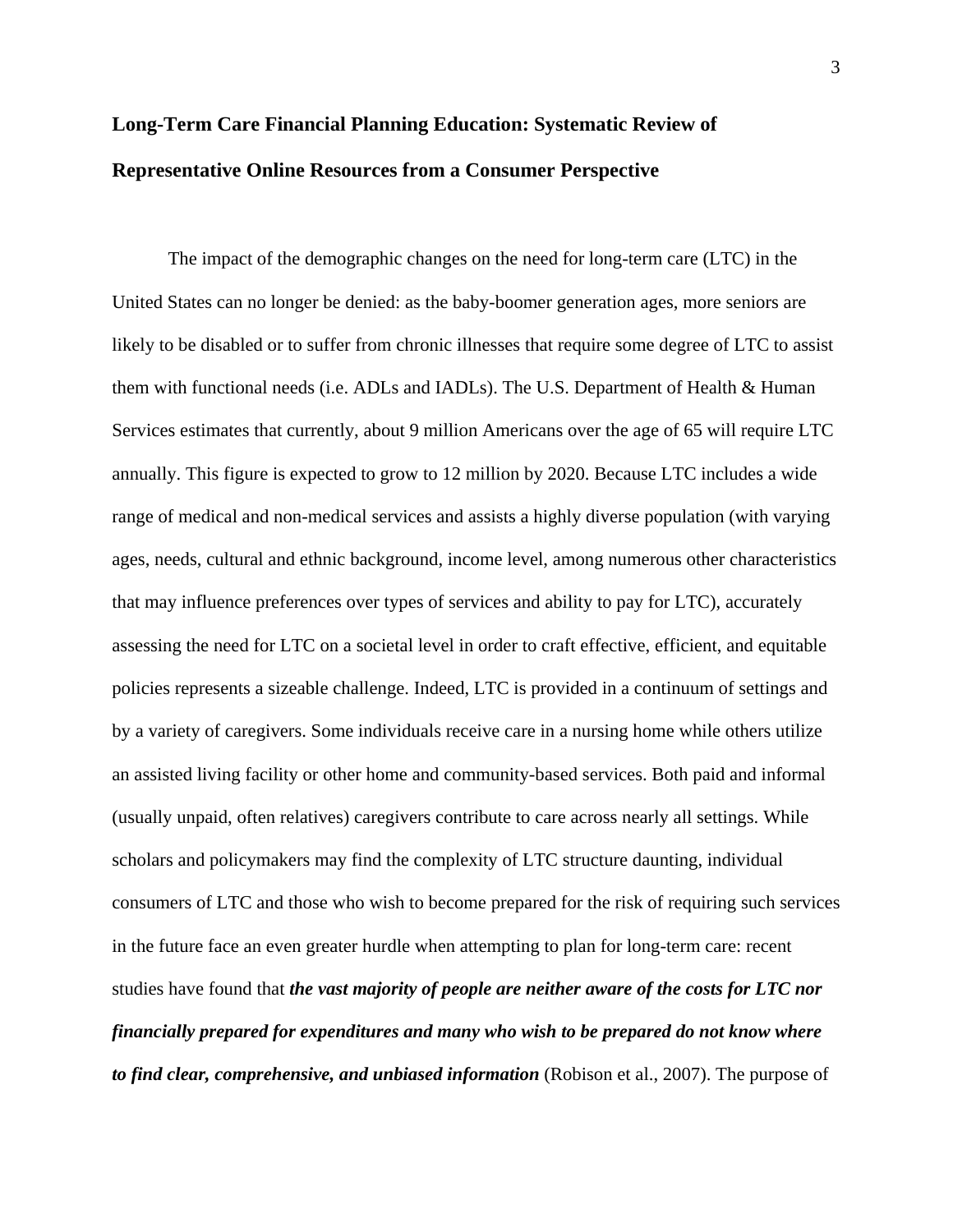# Long-Term Care Financial Planning Education: Systematic Review of Representative Online Resources from a Consumer Perspective

The impact of the demographic changes on the need for long-term care (LTC) in the United States can no longer be denied: as the baby-boomer generation ages, more seniors are likely to be disabled or to suffer from chronic illnesses that require some degree of LTC to assist them with functional needs (i.e. ADLs and IADLs). The U.S. Department of Health & Human Services estimates that currently, about 9 million Americans over the age of 65 will require LTC annually. This figure is expected to grow to 12 million by 2020. Because LTC includes a wide range of medical and non-medical services and assists a highly diverse population (with varying ages, needs, cultural and ethnic background, income level, among numerous other characteristics that may influence preferences over types of services and ability to pay for LTC), accurately assessing the need for LTC on a societal level in order to craft effective, efficient, and equitable policies represents a sizeable challenge. Indeed, LTC is provided in a continuum of settings and by a variety of caregivers. Some individuals receive care in a nursing home while others utilize an assisted living facility or other home and community-based services. Both paid and informal (usually unpaid, often relatives) caregivers contribute to care across nearly all settings. While scholars and policymakers may find the complexity of LTC structure daunting, individual consumers of LTC and those who wish to become prepared for the risk of requiring such services in the future face an even greater hurdle when attempting to plan for long-term care: recent studies have found that ***the vast majority of people are neither aware of the costs for LTC nor financially prepared for expenditures and many who wish to be prepared do not know where to find clear, comprehensive, and unbiased information*** (Robison et al., 2007). The purpose of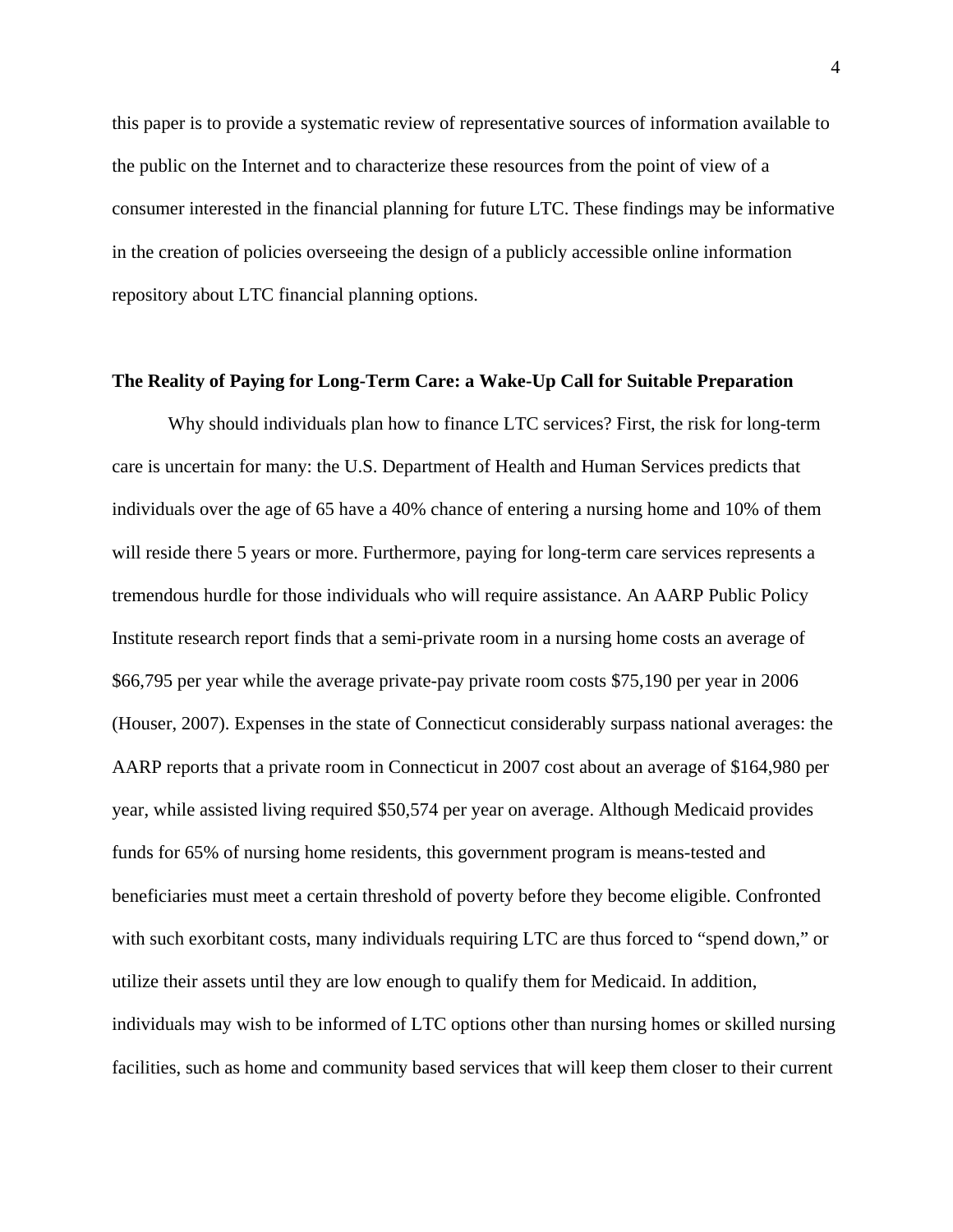this paper is to provide a systematic review of representative sources of information available to the public on the Internet and to characterize these resources from the point of view of a consumer interested in the financial planning for future LTC. These findings may be informative in the creation of policies overseeing the design of a publicly accessible online information repository about LTC financial planning options.

**The Reality of Paying for Long-Term Care: a Wake-Up Call for Suitable Preparation**

Why should individuals plan how to finance LTC services? First, the risk for long-term care is uncertain for many: the U.S. Department of Health and Human Services predicts that individuals over the age of 65 have a 40% chance of entering a nursing home and 10% of them will reside there 5 years or more. Furthermore, paying for long-term care services represents a tremendous hurdle for those individuals who will require assistance. An AARP Public Policy Institute research report finds that a semi-private room in a nursing home costs an average of $66,795 per year while the average private-pay private room costs $75,190 per year in 2006 (Houser, 2007). Expenses in the state of Connecticut considerably surpass national averages: the AARP reports that a private room in Connecticut in 2007 cost about an average of $164,980 per year, while assisted living required $50,574 per year on average. Although Medicaid provides funds for 65% of nursing home residents, this government program is means-tested and beneficiaries must meet a certain threshold of poverty before they become eligible. Confronted with such exorbitant costs, many individuals requiring LTC are thus forced to "spend down," or utilize their assets until they are low enough to qualify them for Medicaid. In addition, individuals may wish to be informed of LTC options other than nursing homes or skilled nursing facilities, such as home and community based services that will keep them closer to their current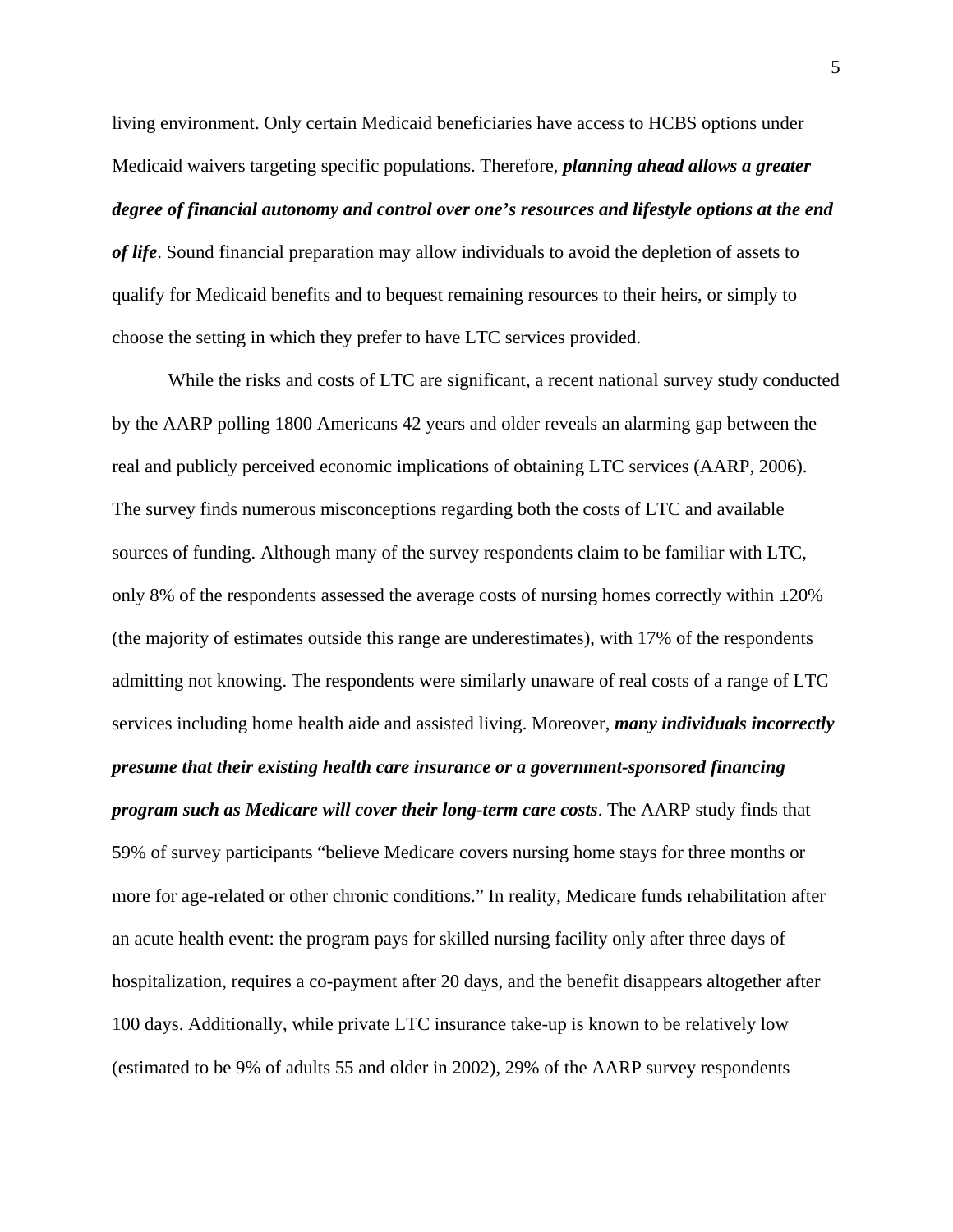living environment. Only certain Medicaid beneficiaries have access to HCBS options under Medicaid waivers targeting specific populations. Therefore, ***planning ahead allows a greater degree of financial autonomy and control over one's resources and lifestyle options at the end of life***. Sound financial preparation may allow individuals to avoid the depletion of assets to qualify for Medicaid benefits and to bequest remaining resources to their heirs, or simply to choose the setting in which they prefer to have LTC services provided.

While the risks and costs of LTC are significant, a recent national survey study conducted by the AARP polling 1800 Americans 42 years and older reveals an alarming gap between the real and publicly perceived economic implications of obtaining LTC services (AARP, 2006). The survey finds numerous misconceptions regarding both the costs of LTC and available sources of funding. Although many of the survey respondents claim to be familiar with LTC, only 8% of the respondents assessed the average costs of nursing homes correctly within ±20% (the majority of estimates outside this range are underestimates), with 17% of the respondents admitting not knowing. The respondents were similarly unaware of real costs of a range of LTC services including home health aide and assisted living. Moreover, ***many individuals incorrectly presume that their existing health care insurance or a government-sponsored financing program such as Medicare will cover their long-term care costs***. The AARP study finds that 59% of survey participants "believe Medicare covers nursing home stays for three months or more for age-related or other chronic conditions." In reality, Medicare funds rehabilitation after an acute health event: the program pays for skilled nursing facility only after three days of hospitalization, requires a co-payment after 20 days, and the benefit disappears altogether after 100 days. Additionally, while private LTC insurance take-up is known to be relatively low (estimated to be 9% of adults 55 and older in 2002), 29% of the AARP survey respondents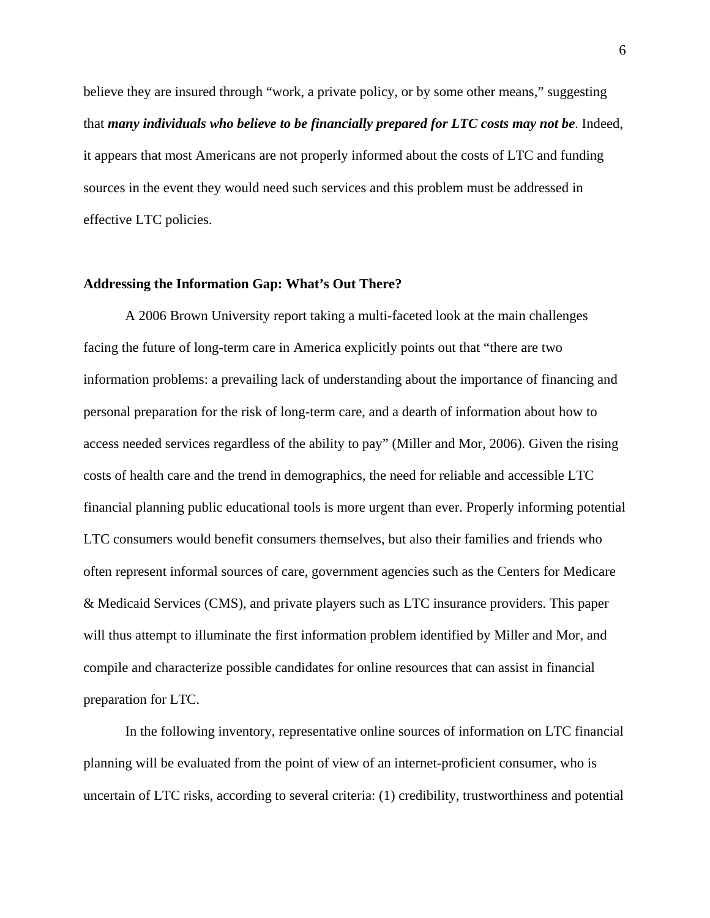believe they are insured through "work, a private policy, or by some other means," suggesting that ***many individuals who believe to be financially prepared for LTC costs may not be***. Indeed, it appears that most Americans are not properly informed about the costs of LTC and funding sources in the event they would need such services and this problem must be addressed in effective LTC policies.

**Addressing the Information Gap: What's Out There?**

A 2006 Brown University report taking a multi-faceted look at the main challenges facing the future of long-term care in America explicitly points out that "there are two information problems: a prevailing lack of understanding about the importance of financing and personal preparation for the risk of long-term care, and a dearth of information about how to access needed services regardless of the ability to pay" (Miller and Mor, 2006). Given the rising costs of health care and the trend in demographics, the need for reliable and accessible LTC financial planning public educational tools is more urgent than ever. Properly informing potential LTC consumers would benefit consumers themselves, but also their families and friends who often represent informal sources of care, government agencies such as the Centers for Medicare & Medicaid Services (CMS), and private players such as LTC insurance providers. This paper will thus attempt to illuminate the first information problem identified by Miller and Mor, and compile and characterize possible candidates for online resources that can assist in financial preparation for LTC.

In the following inventory, representative online sources of information on LTC financial planning will be evaluated from the point of view of an internet-proficient consumer, who is uncertain of LTC risks, according to several criteria: (1) credibility, trustworthiness and potential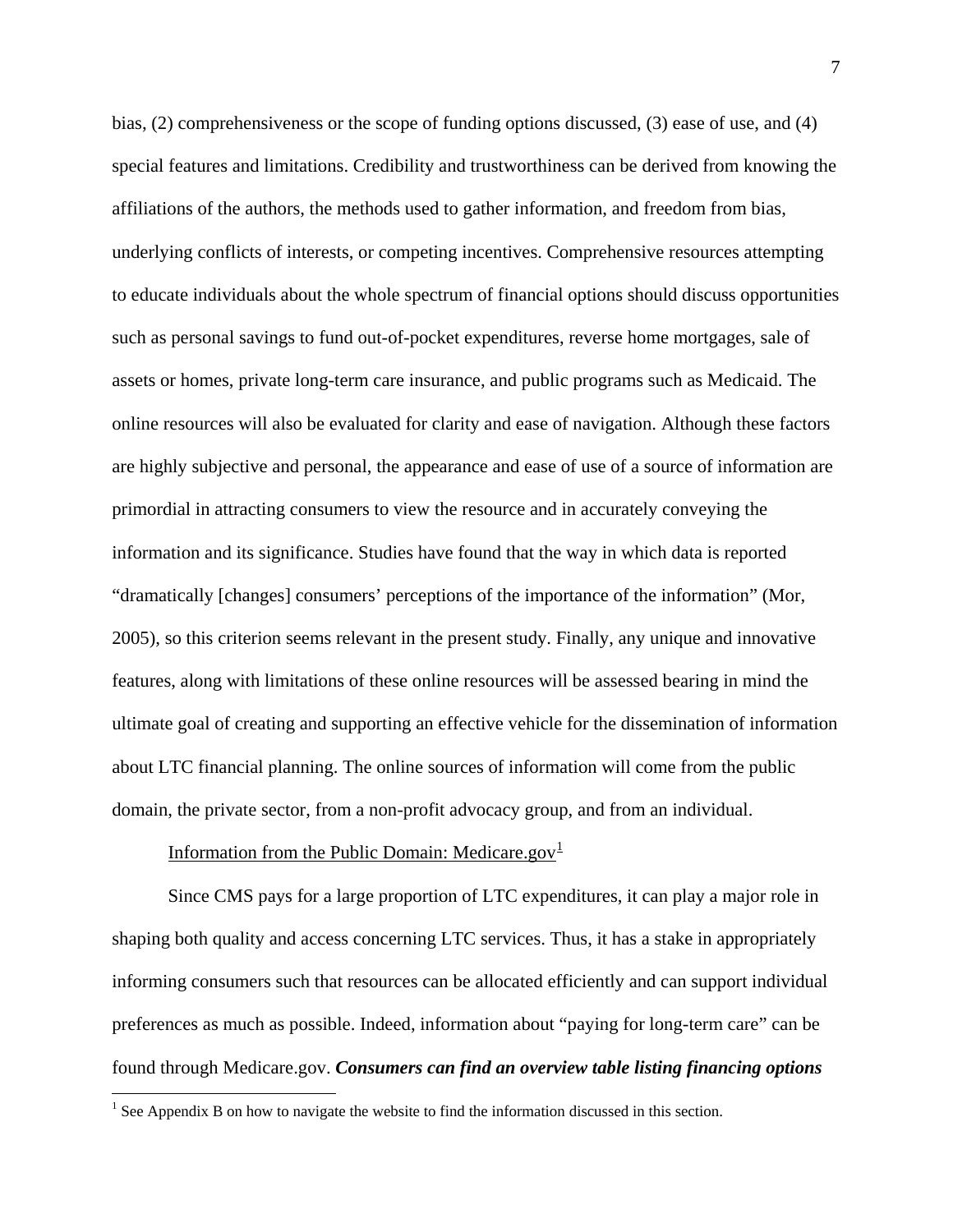bias, (2) comprehensiveness or the scope of funding options discussed, (3) ease of use, and (4) special features and limitations. Credibility and trustworthiness can be derived from knowing the affiliations of the authors, the methods used to gather information, and freedom from bias, underlying conflicts of interests, or competing incentives. Comprehensive resources attempting to educate individuals about the whole spectrum of financial options should discuss opportunities such as personal savings to fund out-of-pocket expenditures, reverse home mortgages, sale of assets or homes, private long-term care insurance, and public programs such as Medicaid. The online resources will also be evaluated for clarity and ease of navigation. Although these factors are highly subjective and personal, the appearance and ease of use of a source of information are primordial in attracting consumers to view the resource and in accurately conveying the information and its significance. Studies have found that the way in which data is reported "dramatically [changes] consumers' perceptions of the importance of the information" (Mor, 2005), so this criterion seems relevant in the present study. Finally, any unique and innovative features, along with limitations of these online resources will be assessed bearing in mind the ultimate goal of creating and supporting an effective vehicle for the dissemination of information about LTC financial planning. The online sources of information will come from the public domain, the private sector, from a non-profit advocacy group, and from an individual.

Information from the Public Domain: Medicare.gov[1]

Since CMS pays for a large proportion of LTC expenditures, it can play a major role in shaping both quality and access concerning LTC services. Thus, it has a stake in appropriately informing consumers such that resources can be allocated efficiently and can support individual preferences as much as possible. Indeed, information about "paying for long-term care" can be found through Medicare.gov. ***Consumers can find an overview table listing financing options***

[1] See Appendix B on how to navigate the website to find the information discussed in this section.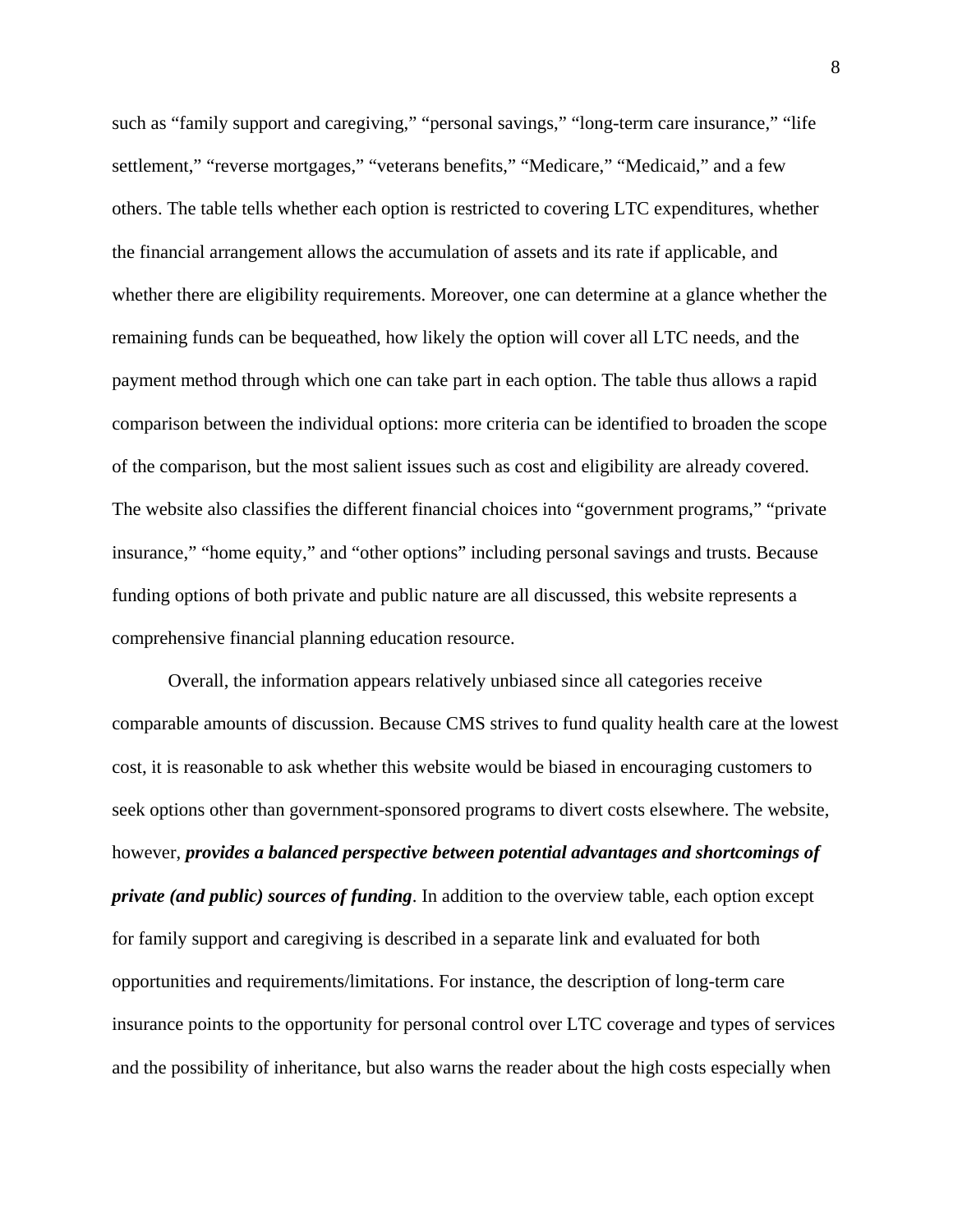such as “family support and caregiving,” “personal savings,” “long-term care insurance,” “life settlement,” “reverse mortgages,” “veterans benefits,” “Medicare,” “Medicaid,” and a few others. The table tells whether each option is restricted to covering LTC expenditures, whether the financial arrangement allows the accumulation of assets and its rate if applicable, and whether there are eligibility requirements. Moreover, one can determine at a glance whether the remaining funds can be bequeathed, how likely the option will cover all LTC needs, and the payment method through which one can take part in each option. The table thus allows a rapid comparison between the individual options: more criteria can be identified to broaden the scope of the comparison, but the most salient issues such as cost and eligibility are already covered. The website also classifies the different financial choices into “government programs,” “private insurance,” “home equity,” and “other options” including personal savings and trusts. Because funding options of both private and public nature are all discussed, this website represents a comprehensive financial planning education resource.

Overall, the information appears relatively unbiased since all categories receive comparable amounts of discussion. Because CMS strives to fund quality health care at the lowest cost, it is reasonable to ask whether this website would be biased in encouraging customers to seek options other than government-sponsored programs to divert costs elsewhere. The website, however, ***provides a balanced perspective between potential advantages and shortcomings of private (and public) sources of funding***. In addition to the overview table, each option except for family support and caregiving is described in a separate link and evaluated for both opportunities and requirements/limitations. For instance, the description of long-term care insurance points to the opportunity for personal control over LTC coverage and types of services and the possibility of inheritance, but also warns the reader about the high costs especially when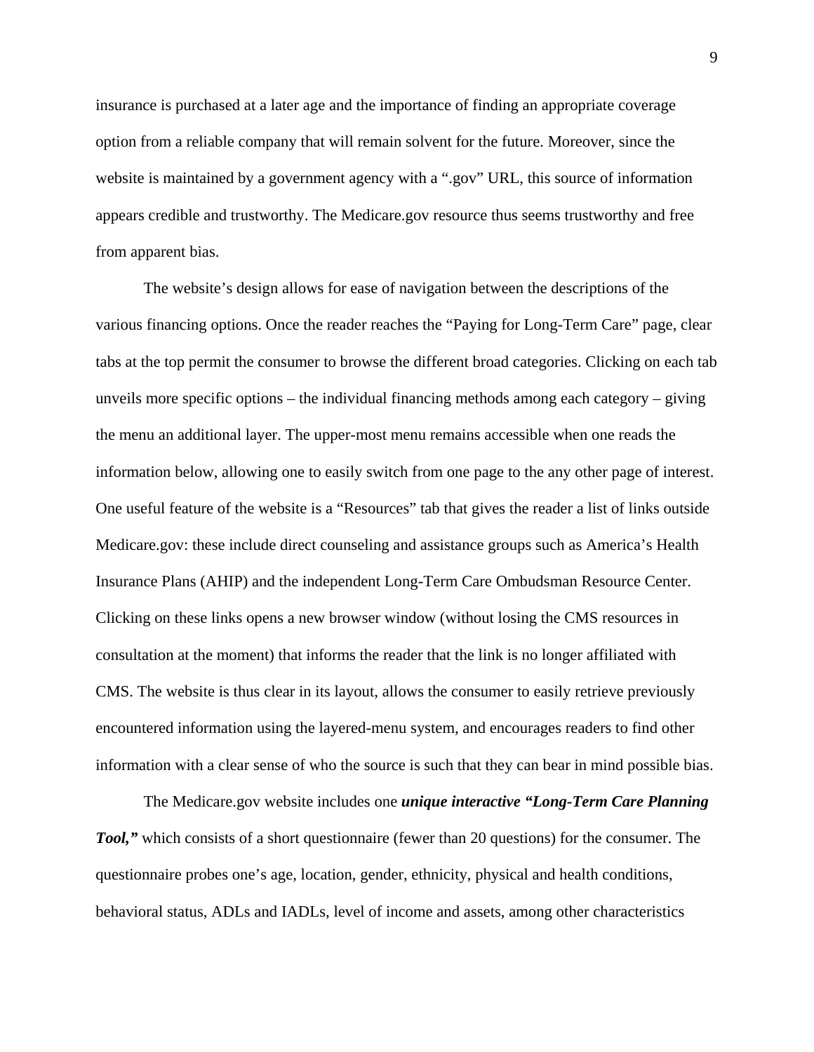insurance is purchased at a later age and the importance of finding an appropriate coverage option from a reliable company that will remain solvent for the future. Moreover, since the website is maintained by a government agency with a ".gov" URL, this source of information appears credible and trustworthy. The Medicare.gov resource thus seems trustworthy and free from apparent bias.

The website's design allows for ease of navigation between the descriptions of the various financing options. Once the reader reaches the "Paying for Long-Term Care" page, clear tabs at the top permit the consumer to browse the different broad categories. Clicking on each tab unveils more specific options – the individual financing methods among each category – giving the menu an additional layer. The upper-most menu remains accessible when one reads the information below, allowing one to easily switch from one page to the any other page of interest. One useful feature of the website is a "Resources" tab that gives the reader a list of links outside Medicare.gov: these include direct counseling and assistance groups such as America's Health Insurance Plans (AHIP) and the independent Long-Term Care Ombudsman Resource Center. Clicking on these links opens a new browser window (without losing the CMS resources in consultation at the moment) that informs the reader that the link is no longer affiliated with CMS. The website is thus clear in its layout, allows the consumer to easily retrieve previously encountered information using the layered-menu system, and encourages readers to find other information with a clear sense of who the source is such that they can bear in mind possible bias.

The Medicare.gov website includes one ***unique interactive "Long-Term Care Planning Tool,"*** which consists of a short questionnaire (fewer than 20 questions) for the consumer. The questionnaire probes one's age, location, gender, ethnicity, physical and health conditions, behavioral status, ADLs and IADLs, level of income and assets, among other characteristics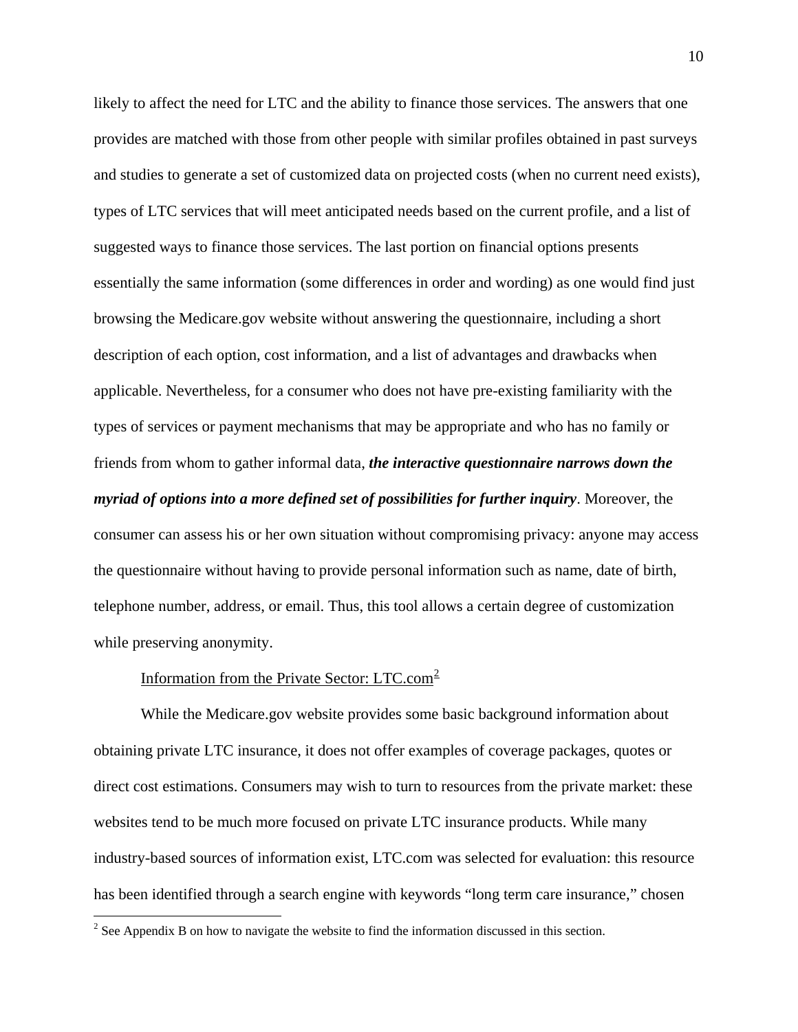likely to affect the need for LTC and the ability to finance those services. The answers that one provides are matched with those from other people with similar profiles obtained in past surveys and studies to generate a set of customized data on projected costs (when no current need exists), types of LTC services that will meet anticipated needs based on the current profile, and a list of suggested ways to finance those services. The last portion on financial options presents essentially the same information (some differences in order and wording) as one would find just browsing the Medicare.gov website without answering the questionnaire, including a short description of each option, cost information, and a list of advantages and drawbacks when applicable. Nevertheless, for a consumer who does not have pre-existing familiarity with the types of services or payment mechanisms that may be appropriate and who has no family or friends from whom to gather informal data, ***the interactive questionnaire narrows down the myriad of options into a more defined set of possibilities for further inquiry***. Moreover, the consumer can assess his or her own situation without compromising privacy: anyone may access the questionnaire without having to provide personal information such as name, date of birth, telephone number, address, or email. Thus, this tool allows a certain degree of customization while preserving anonymity.

Information from the Private Sector: LTC.com[2]

While the Medicare.gov website provides some basic background information about obtaining private LTC insurance, it does not offer examples of coverage packages, quotes or direct cost estimations. Consumers may wish to turn to resources from the private market: these websites tend to be much more focused on private LTC insurance products. While many industry-based sources of information exist, LTC.com was selected for evaluation: this resource has been identified through a search engine with keywords "long term care insurance," chosen

[2] See Appendix B on how to navigate the website to find the information discussed in this section.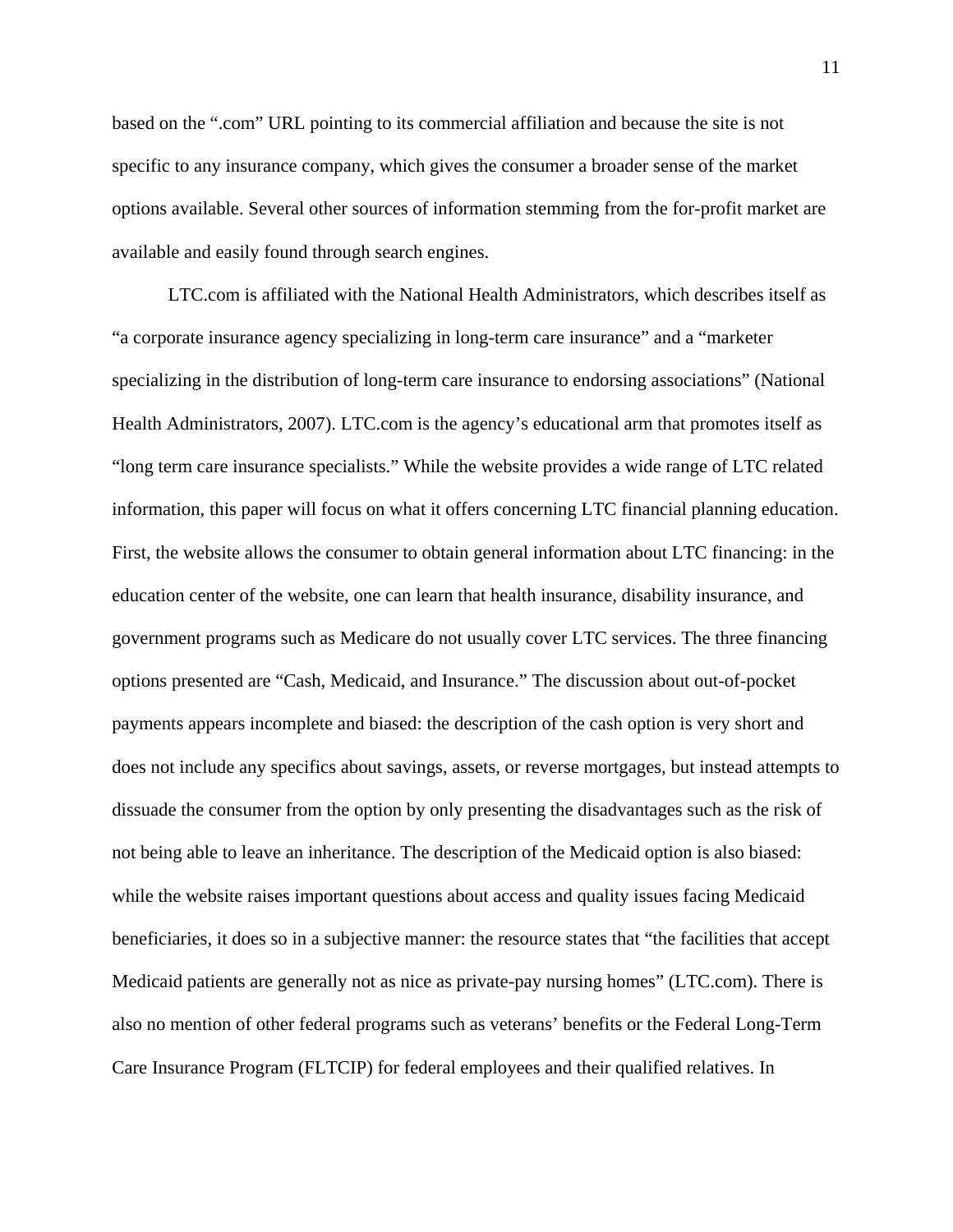based on the ".com" URL pointing to its commercial affiliation and because the site is not specific to any insurance company, which gives the consumer a broader sense of the market options available. Several other sources of information stemming from the for-profit market are available and easily found through search engines.

LTC.com is affiliated with the National Health Administrators, which describes itself as "a corporate insurance agency specializing in long-term care insurance" and a "marketer specializing in the distribution of long-term care insurance to endorsing associations" (National Health Administrators, 2007). LTC.com is the agency's educational arm that promotes itself as "long term care insurance specialists." While the website provides a wide range of LTC related information, this paper will focus on what it offers concerning LTC financial planning education. First, the website allows the consumer to obtain general information about LTC financing: in the education center of the website, one can learn that health insurance, disability insurance, and government programs such as Medicare do not usually cover LTC services. The three financing options presented are "Cash, Medicaid, and Insurance." The discussion about out-of-pocket payments appears incomplete and biased: the description of the cash option is very short and does not include any specifics about savings, assets, or reverse mortgages, but instead attempts to dissuade the consumer from the option by only presenting the disadvantages such as the risk of not being able to leave an inheritance. The description of the Medicaid option is also biased: while the website raises important questions about access and quality issues facing Medicaid beneficiaries, it does so in a subjective manner: the resource states that "the facilities that accept Medicaid patients are generally not as nice as private-pay nursing homes" (LTC.com). There is also no mention of other federal programs such as veterans' benefits or the Federal Long-Term Care Insurance Program (FLTCIP) for federal employees and their qualified relatives. In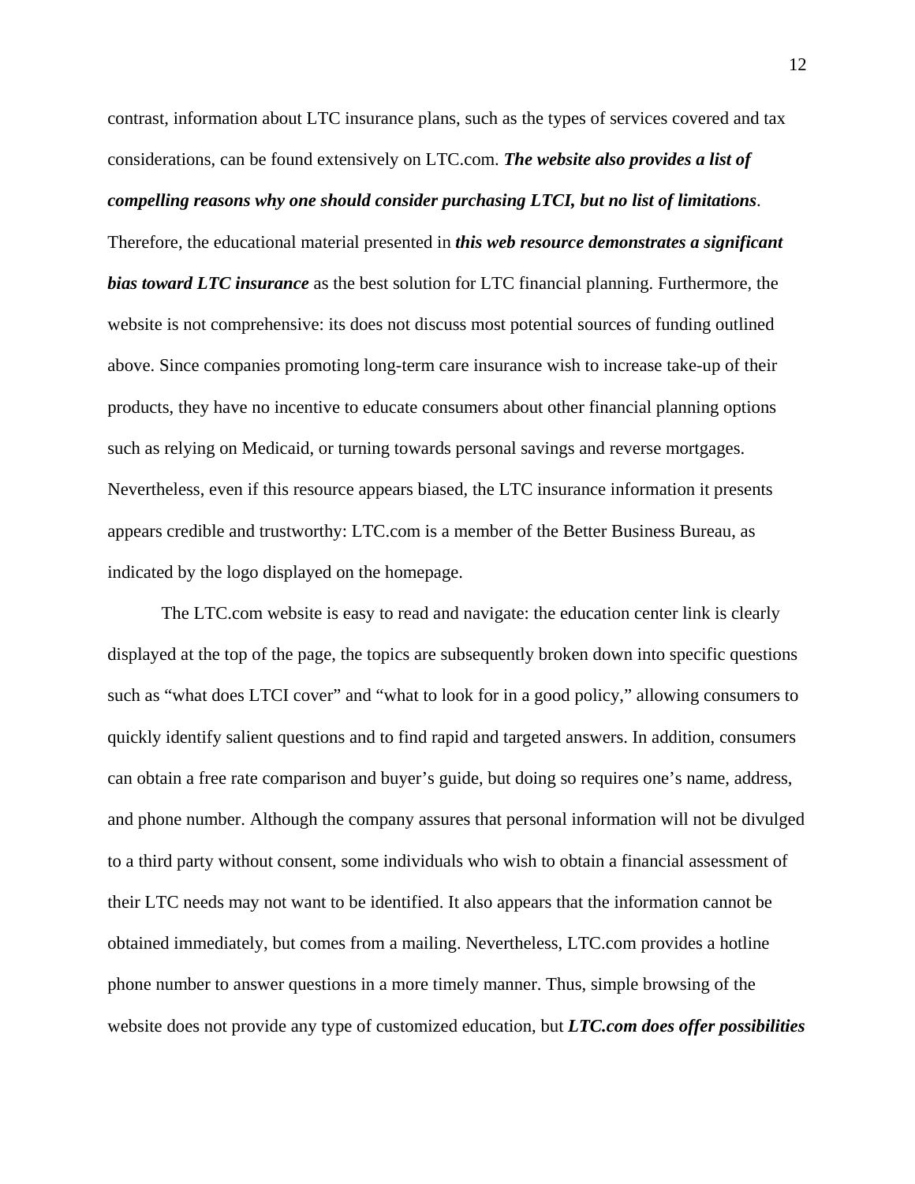contrast, information about LTC insurance plans, such as the types of services covered and tax considerations, can be found extensively on LTC.com. ***The website also provides a list of compelling reasons why one should consider purchasing LTCI, but no list of limitations***. Therefore, the educational material presented in ***this web resource demonstrates a significant bias toward LTC insurance*** as the best solution for LTC financial planning. Furthermore, the website is not comprehensive: its does not discuss most potential sources of funding outlined above. Since companies promoting long-term care insurance wish to increase take-up of their products, they have no incentive to educate consumers about other financial planning options such as relying on Medicaid, or turning towards personal savings and reverse mortgages. Nevertheless, even if this resource appears biased, the LTC insurance information it presents appears credible and trustworthy: LTC.com is a member of the Better Business Bureau, as indicated by the logo displayed on the homepage.

The LTC.com website is easy to read and navigate: the education center link is clearly displayed at the top of the page, the topics are subsequently broken down into specific questions such as "what does LTCI cover" and "what to look for in a good policy," allowing consumers to quickly identify salient questions and to find rapid and targeted answers. In addition, consumers can obtain a free rate comparison and buyer's guide, but doing so requires one's name, address, and phone number. Although the company assures that personal information will not be divulged to a third party without consent, some individuals who wish to obtain a financial assessment of their LTC needs may not want to be identified. It also appears that the information cannot be obtained immediately, but comes from a mailing. Nevertheless, LTC.com provides a hotline phone number to answer questions in a more timely manner. Thus, simple browsing of the website does not provide any type of customized education, but ***LTC.com does offer possibilities***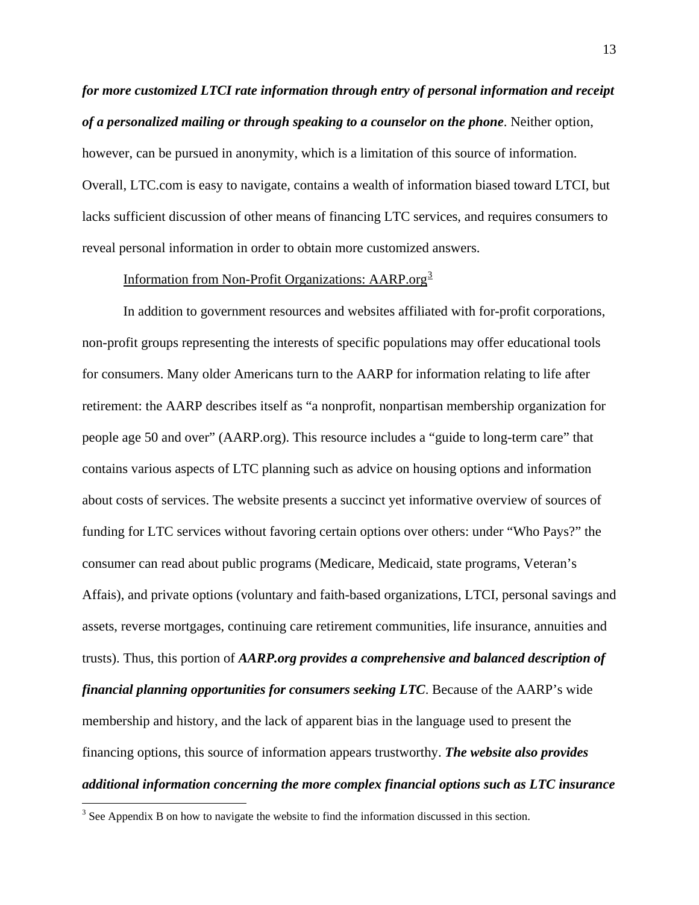***for more customized LTCI rate information through entry of personal information and receipt of a personalized mailing or through speaking to a counselor on the phone***. Neither option, however, can be pursued in anonymity, which is a limitation of this source of information. Overall, LTC.com is easy to navigate, contains a wealth of information biased toward LTCI, but lacks sufficient discussion of other means of financing LTC services, and requires consumers to reveal personal information in order to obtain more customized answers.

Information from Non-Profit Organizations: AARP.org[3]

In addition to government resources and websites affiliated with for-profit corporations, non-profit groups representing the interests of specific populations may offer educational tools for consumers. Many older Americans turn to the AARP for information relating to life after retirement: the AARP describes itself as "a nonprofit, nonpartisan membership organization for people age 50 and over" (AARP.org). This resource includes a "guide to long-term care" that contains various aspects of LTC planning such as advice on housing options and information about costs of services. The website presents a succinct yet informative overview of sources of funding for LTC services without favoring certain options over others: under "Who Pays?" the consumer can read about public programs (Medicare, Medicaid, state programs, Veteran's Affais), and private options (voluntary and faith-based organizations, LTCI, personal savings and assets, reverse mortgages, continuing care retirement communities, life insurance, annuities and trusts). Thus, this portion of ***AARP.org provides a comprehensive and balanced description of financial planning opportunities for consumers seeking LTC***. Because of the AARP's wide membership and history, and the lack of apparent bias in the language used to present the financing options, this source of information appears trustworthy. ***The website also provides additional information concerning the more complex financial options such as LTC insurance***

[3] See Appendix B on how to navigate the website to find the information discussed in this section.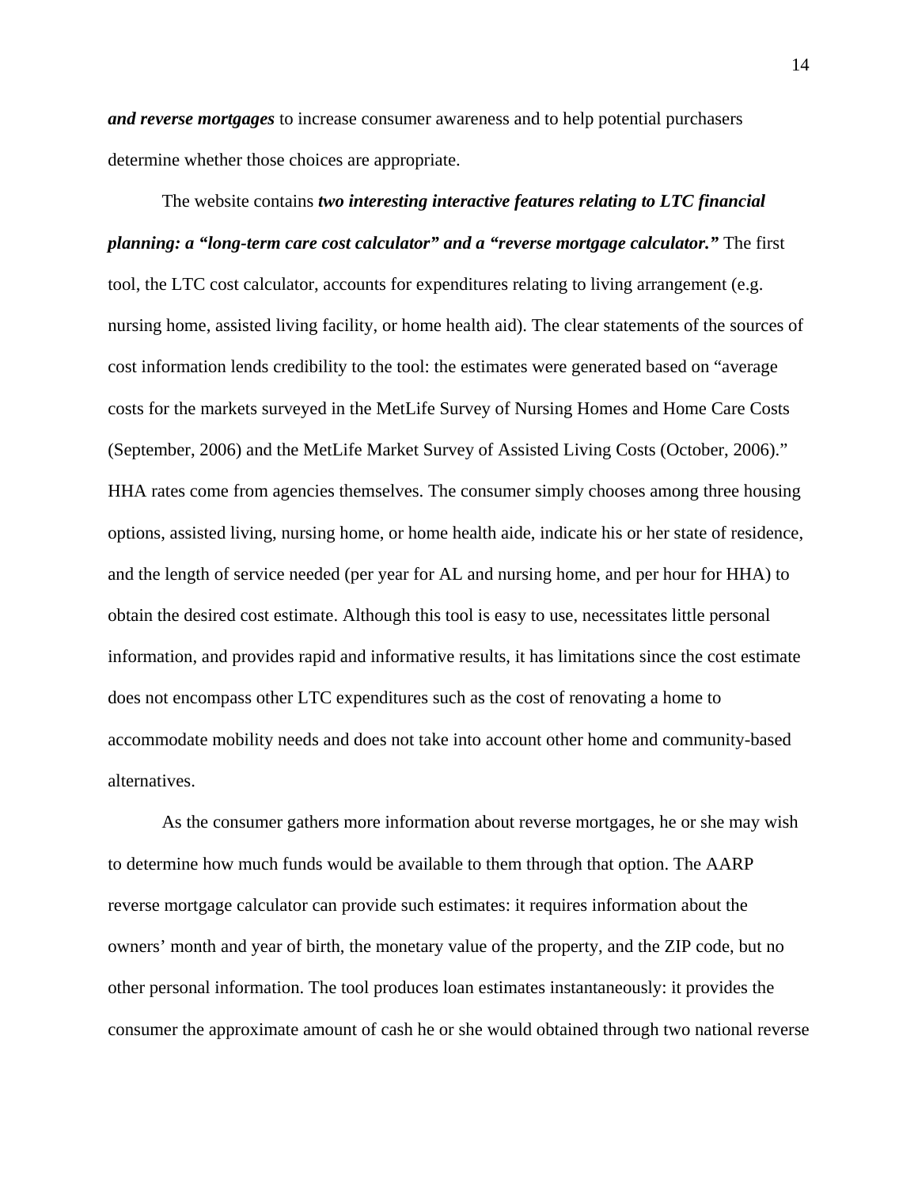***and reverse mortgages*** to increase consumer awareness and to help potential purchasers determine whether those choices are appropriate.

The website contains ***two interesting interactive features relating to LTC financial planning: a "long-term care cost calculator" and a "reverse mortgage calculator."*** The first tool, the LTC cost calculator, accounts for expenditures relating to living arrangement (e.g. nursing home, assisted living facility, or home health aid). The clear statements of the sources of cost information lends credibility to the tool: the estimates were generated based on "average costs for the markets surveyed in the MetLife Survey of Nursing Homes and Home Care Costs (September, 2006) and the MetLife Market Survey of Assisted Living Costs (October, 2006)." HHA rates come from agencies themselves. The consumer simply chooses among three housing options, assisted living, nursing home, or home health aide, indicate his or her state of residence, and the length of service needed (per year for AL and nursing home, and per hour for HHA) to obtain the desired cost estimate. Although this tool is easy to use, necessitates little personal information, and provides rapid and informative results, it has limitations since the cost estimate does not encompass other LTC expenditures such as the cost of renovating a home to accommodate mobility needs and does not take into account other home and community-based alternatives.

As the consumer gathers more information about reverse mortgages, he or she may wish to determine how much funds would be available to them through that option. The AARP reverse mortgage calculator can provide such estimates: it requires information about the owners' month and year of birth, the monetary value of the property, and the ZIP code, but no other personal information. The tool produces loan estimates instantaneously: it provides the consumer the approximate amount of cash he or she would obtained through two national reverse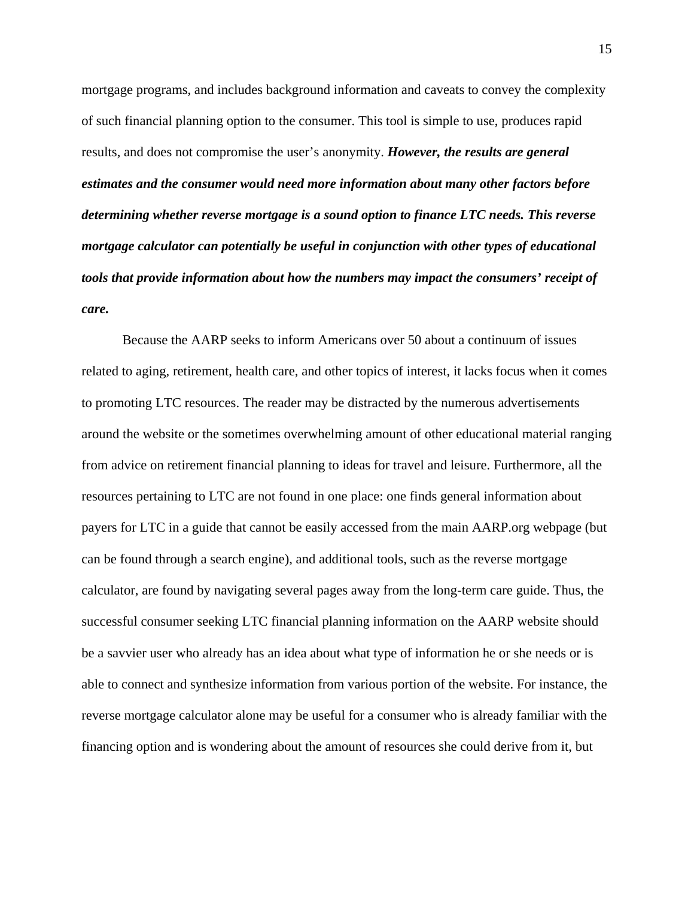mortgage programs, and includes background information and caveats to convey the complexity of such financial planning option to the consumer. This tool is simple to use, produces rapid results, and does not compromise the user's anonymity. ***However, the results are general estimates and the consumer would need more information about many other factors before determining whether reverse mortgage is a sound option to finance LTC needs. This reverse mortgage calculator can potentially be useful in conjunction with other types of educational tools that provide information about how the numbers may impact the consumers' receipt of care.***

Because the AARP seeks to inform Americans over 50 about a continuum of issues related to aging, retirement, health care, and other topics of interest, it lacks focus when it comes to promoting LTC resources. The reader may be distracted by the numerous advertisements around the website or the sometimes overwhelming amount of other educational material ranging from advice on retirement financial planning to ideas for travel and leisure. Furthermore, all the resources pertaining to LTC are not found in one place: one finds general information about payers for LTC in a guide that cannot be easily accessed from the main AARP.org webpage (but can be found through a search engine), and additional tools, such as the reverse mortgage calculator, are found by navigating several pages away from the long-term care guide. Thus, the successful consumer seeking LTC financial planning information on the AARP website should be a savvier user who already has an idea about what type of information he or she needs or is able to connect and synthesize information from various portion of the website. For instance, the reverse mortgage calculator alone may be useful for a consumer who is already familiar with the financing option and is wondering about the amount of resources she could derive from it, but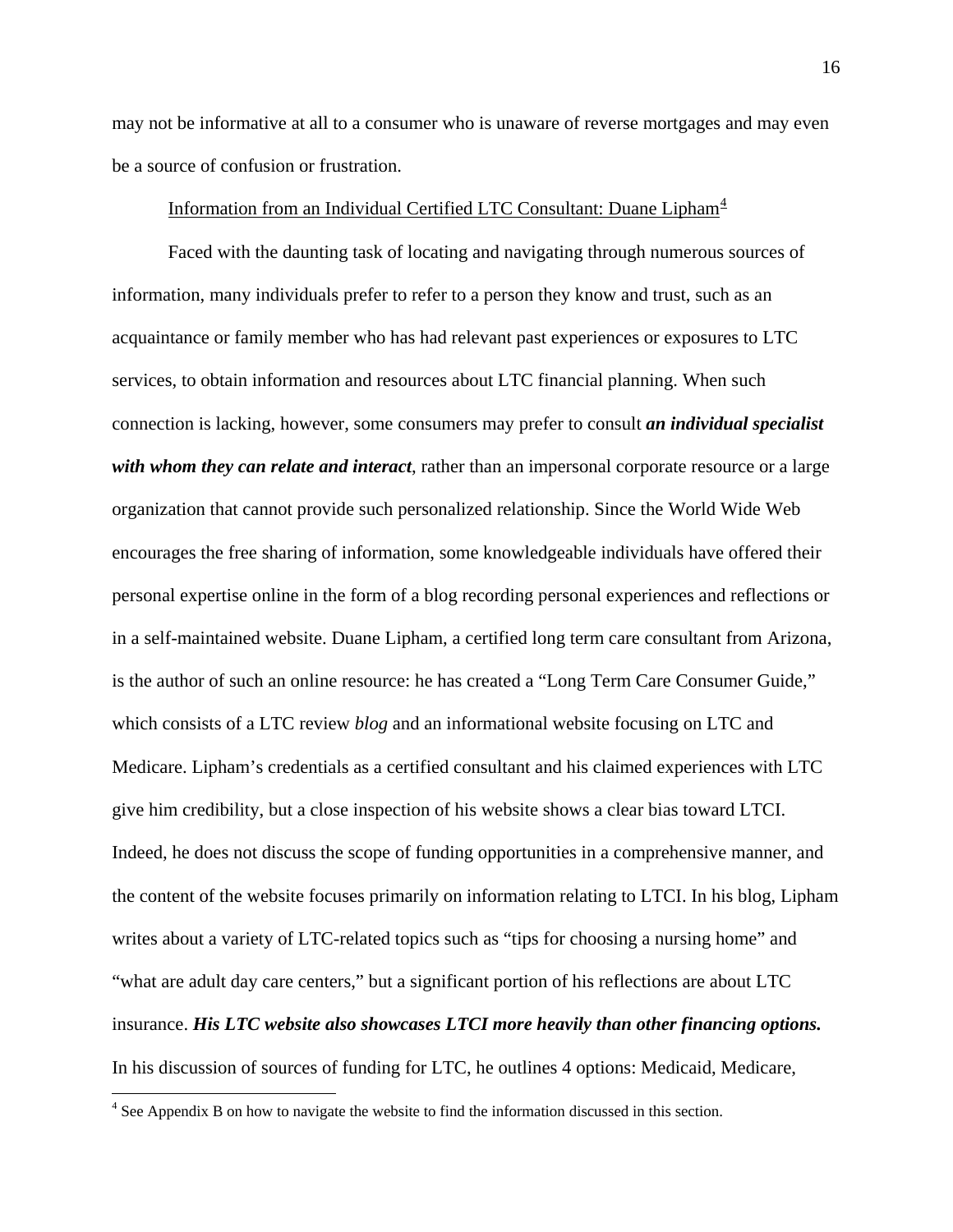may not be informative at all to a consumer who is unaware of reverse mortgages and may even be a source of confusion or frustration.

Information from an Individual Certified LTC Consultant: Duane Lipham[4]

Faced with the daunting task of locating and navigating through numerous sources of information, many individuals prefer to refer to a person they know and trust, such as an acquaintance or family member who has had relevant past experiences or exposures to LTC services, to obtain information and resources about LTC financial planning. When such connection is lacking, however, some consumers may prefer to consult ***an individual specialist with whom they can relate and interact***, rather than an impersonal corporate resource or a large organization that cannot provide such personalized relationship. Since the World Wide Web encourages the free sharing of information, some knowledgeable individuals have offered their personal expertise online in the form of a blog recording personal experiences and reflections or in a self-maintained website. Duane Lipham, a certified long term care consultant from Arizona, is the author of such an online resource: he has created a "Long Term Care Consumer Guide," which consists of a LTC review *blog* and an informational website focusing on LTC and Medicare. Lipham's credentials as a certified consultant and his claimed experiences with LTC give him credibility, but a close inspection of his website shows a clear bias toward LTCI. Indeed, he does not discuss the scope of funding opportunities in a comprehensive manner, and the content of the website focuses primarily on information relating to LTCI. In his blog, Lipham writes about a variety of LTC-related topics such as "tips for choosing a nursing home" and "what are adult day care centers," but a significant portion of his reflections are about LTC insurance. ***His LTC website also showcases LTCI more heavily than other financing options.*** In his discussion of sources of funding for LTC, he outlines 4 options: Medicaid, Medicare,

[4] See Appendix B on how to navigate the website to find the information discussed in this section.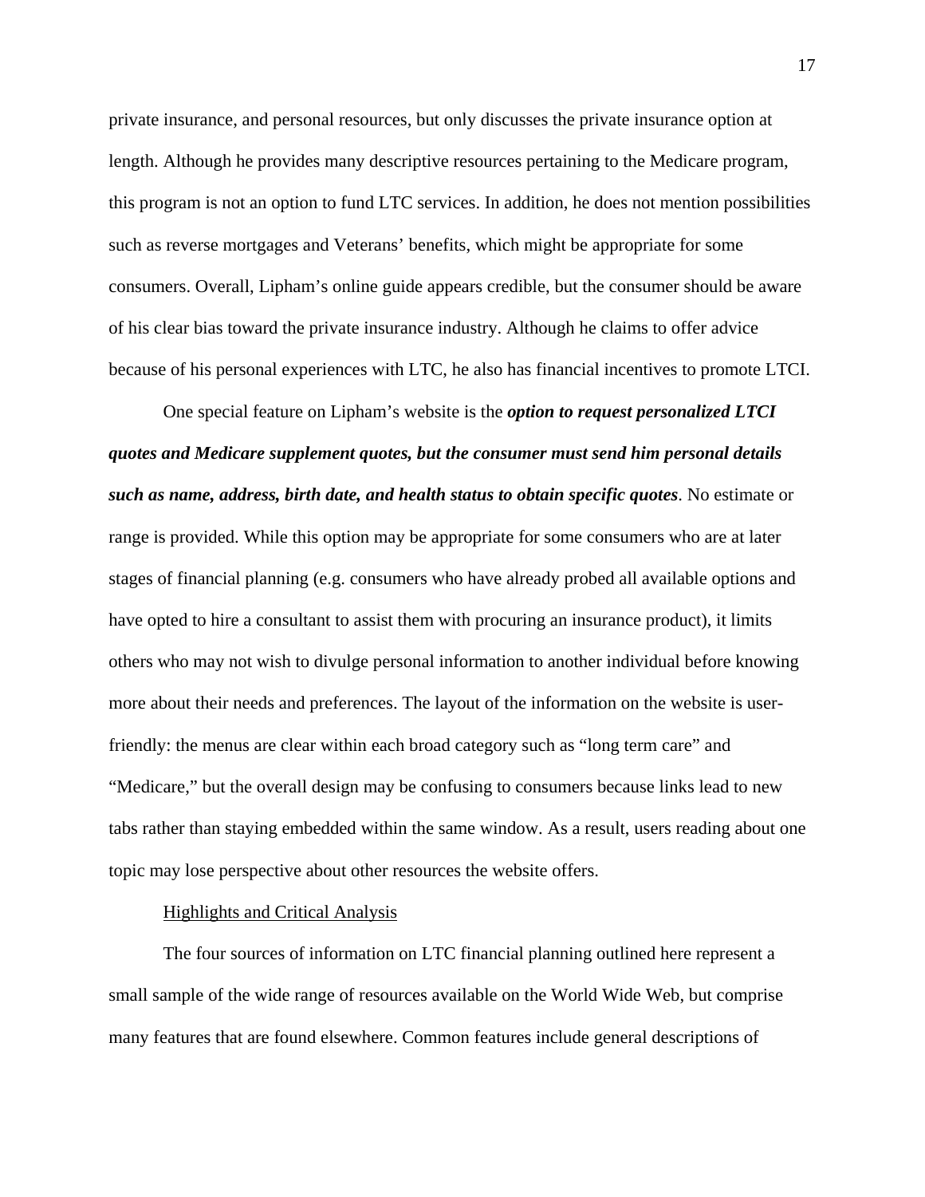private insurance, and personal resources, but only discusses the private insurance option at length. Although he provides many descriptive resources pertaining to the Medicare program, this program is not an option to fund LTC services. In addition, he does not mention possibilities such as reverse mortgages and Veterans' benefits, which might be appropriate for some consumers. Overall, Lipham's online guide appears credible, but the consumer should be aware of his clear bias toward the private insurance industry. Although he claims to offer advice because of his personal experiences with LTC, he also has financial incentives to promote LTCI.

One special feature on Lipham's website is the ***option to request personalized LTCI quotes and Medicare supplement quotes, but the consumer must send him personal details such as name, address, birth date, and health status to obtain specific quotes***. No estimate or range is provided. While this option may be appropriate for some consumers who are at later stages of financial planning (e.g. consumers who have already probed all available options and have opted to hire a consultant to assist them with procuring an insurance product), it limits others who may not wish to divulge personal information to another individual before knowing more about their needs and preferences. The layout of the information on the website is user-friendly: the menus are clear within each broad category such as "long term care" and "Medicare," but the overall design may be confusing to consumers because links lead to new tabs rather than staying embedded within the same window. As a result, users reading about one topic may lose perspective about other resources the website offers.

<u>Highlights and Critical Analysis</u>

The four sources of information on LTC financial planning outlined here represent a small sample of the wide range of resources available on the World Wide Web, but comprise many features that are found elsewhere. Common features include general descriptions of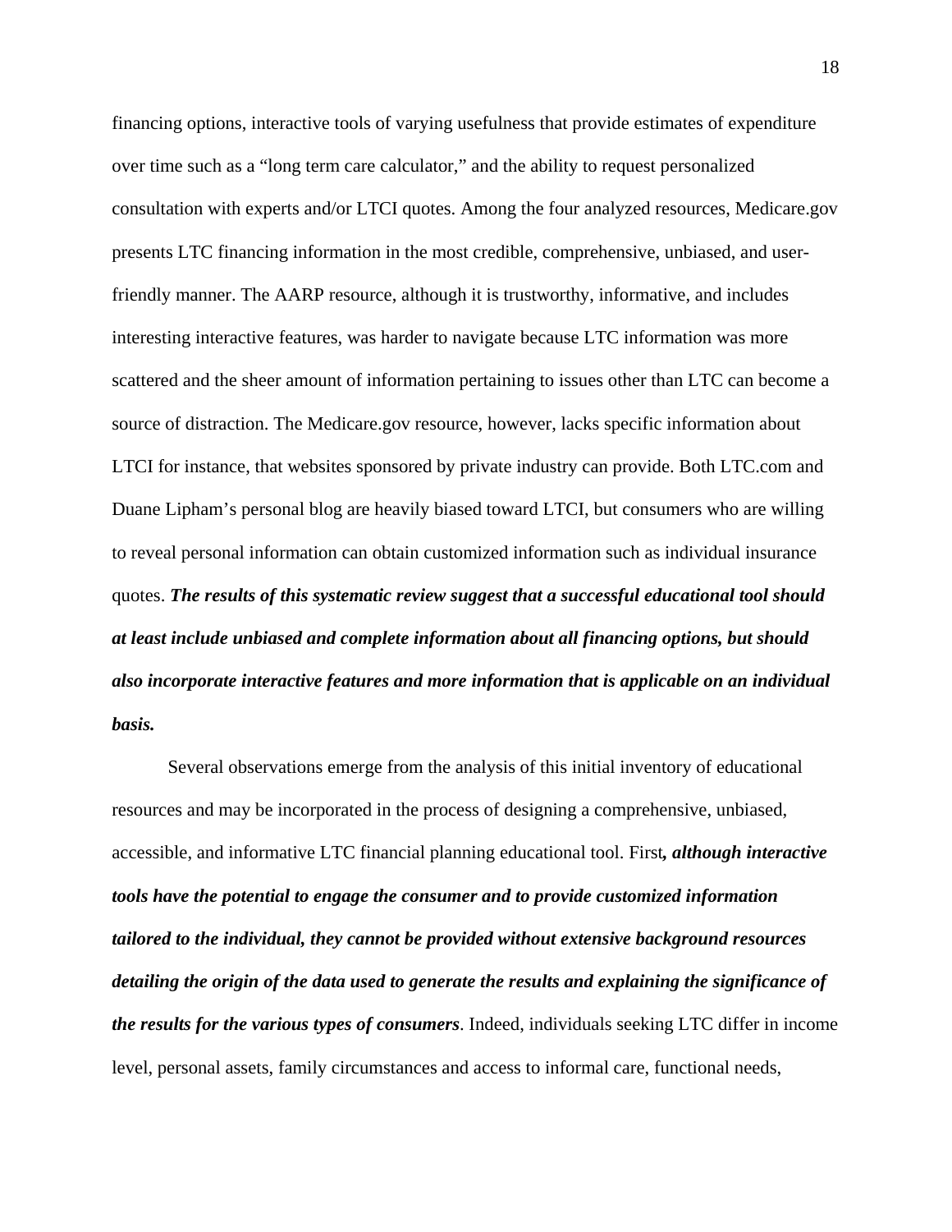financing options, interactive tools of varying usefulness that provide estimates of expenditure over time such as a "long term care calculator," and the ability to request personalized consultation with experts and/or LTCI quotes. Among the four analyzed resources, Medicare.gov presents LTC financing information in the most credible, comprehensive, unbiased, and user-friendly manner. The AARP resource, although it is trustworthy, informative, and includes interesting interactive features, was harder to navigate because LTC information was more scattered and the sheer amount of information pertaining to issues other than LTC can become a source of distraction. The Medicare.gov resource, however, lacks specific information about LTCI for instance, that websites sponsored by private industry can provide. Both LTC.com and Duane Lipham's personal blog are heavily biased toward LTCI, but consumers who are willing to reveal personal information can obtain customized information such as individual insurance quotes. ***The results of this systematic review suggest that a successful educational tool should at least include unbiased and complete information about all financing options, but should also incorporate interactive features and more information that is applicable on an individual basis.***

Several observations emerge from the analysis of this initial inventory of educational resources and may be incorporated in the process of designing a comprehensive, unbiased, accessible, and informative LTC financial planning educational tool. First***, although interactive tools have the potential to engage the consumer and to provide customized information tailored to the individual, they cannot be provided without extensive background resources detailing the origin of the data used to generate the results and explaining the significance of the results for the various types of consumers***. Indeed, individuals seeking LTC differ in income level, personal assets, family circumstances and access to informal care, functional needs,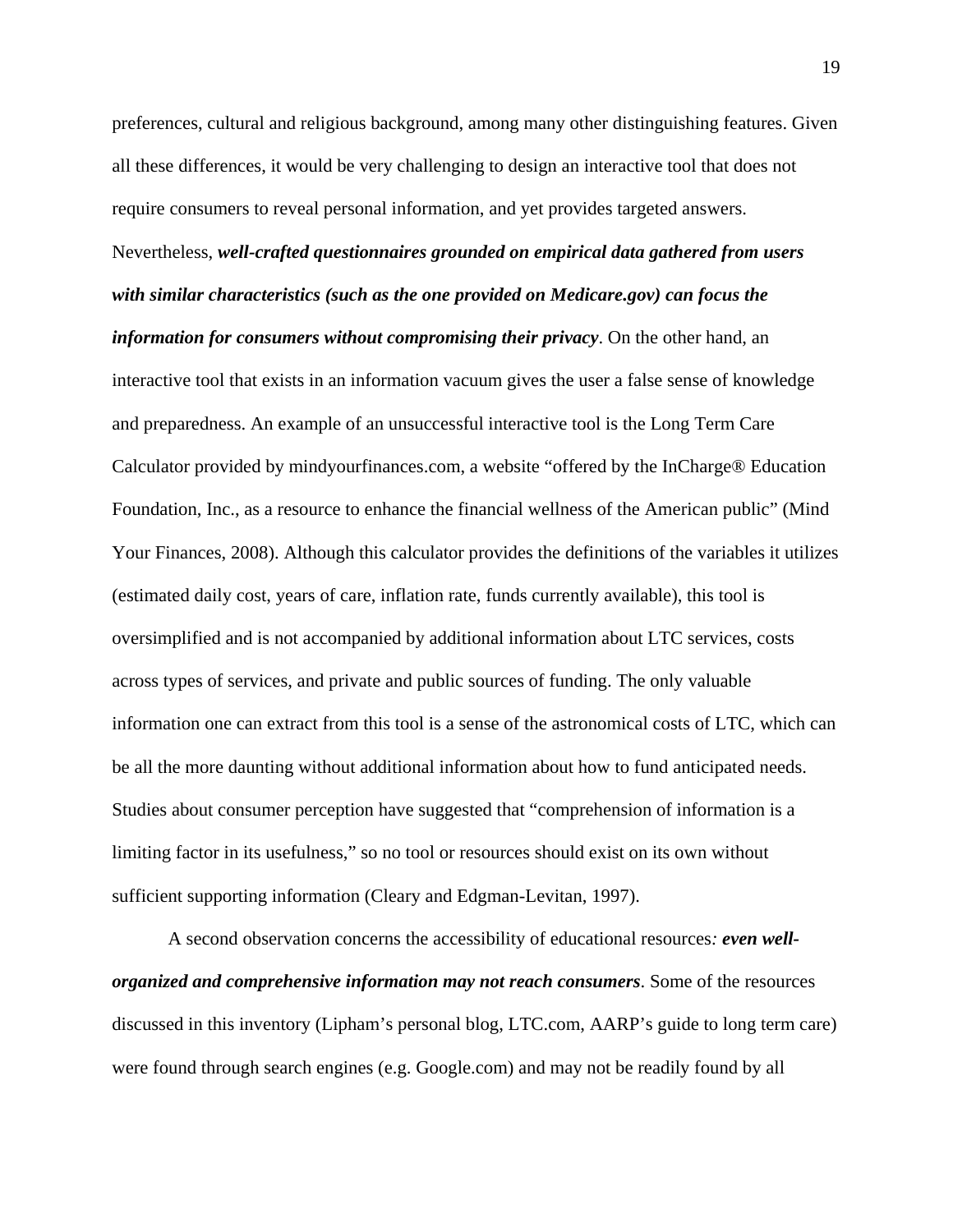preferences, cultural and religious background, among many other distinguishing features. Given all these differences, it would be very challenging to design an interactive tool that does not require consumers to reveal personal information, and yet provides targeted answers. Nevertheless, ***well-crafted questionnaires grounded on empirical data gathered from users with similar characteristics (such as the one provided on Medicare.gov) can focus the information for consumers without compromising their privacy***. On the other hand, an interactive tool that exists in an information vacuum gives the user a false sense of knowledge and preparedness. An example of an unsuccessful interactive tool is the Long Term Care Calculator provided by mindyourfinances.com, a website "offered by the InCharge® Education Foundation, Inc., as a resource to enhance the financial wellness of the American public" (Mind Your Finances, 2008). Although this calculator provides the definitions of the variables it utilizes (estimated daily cost, years of care, inflation rate, funds currently available), this tool is oversimplified and is not accompanied by additional information about LTC services, costs across types of services, and private and public sources of funding. The only valuable information one can extract from this tool is a sense of the astronomical costs of LTC, which can be all the more daunting without additional information about how to fund anticipated needs. Studies about consumer perception have suggested that "comprehension of information is a limiting factor in its usefulness," so no tool or resources should exist on its own without sufficient supporting information (Cleary and Edgman-Levitan, 1997).

A second observation concerns the accessibility of educational resources*:* ***even well-organized and comprehensive information may not reach consumers***. Some of the resources discussed in this inventory (Lipham's personal blog, LTC.com, AARP's guide to long term care) were found through search engines (e.g. Google.com) and may not be readily found by all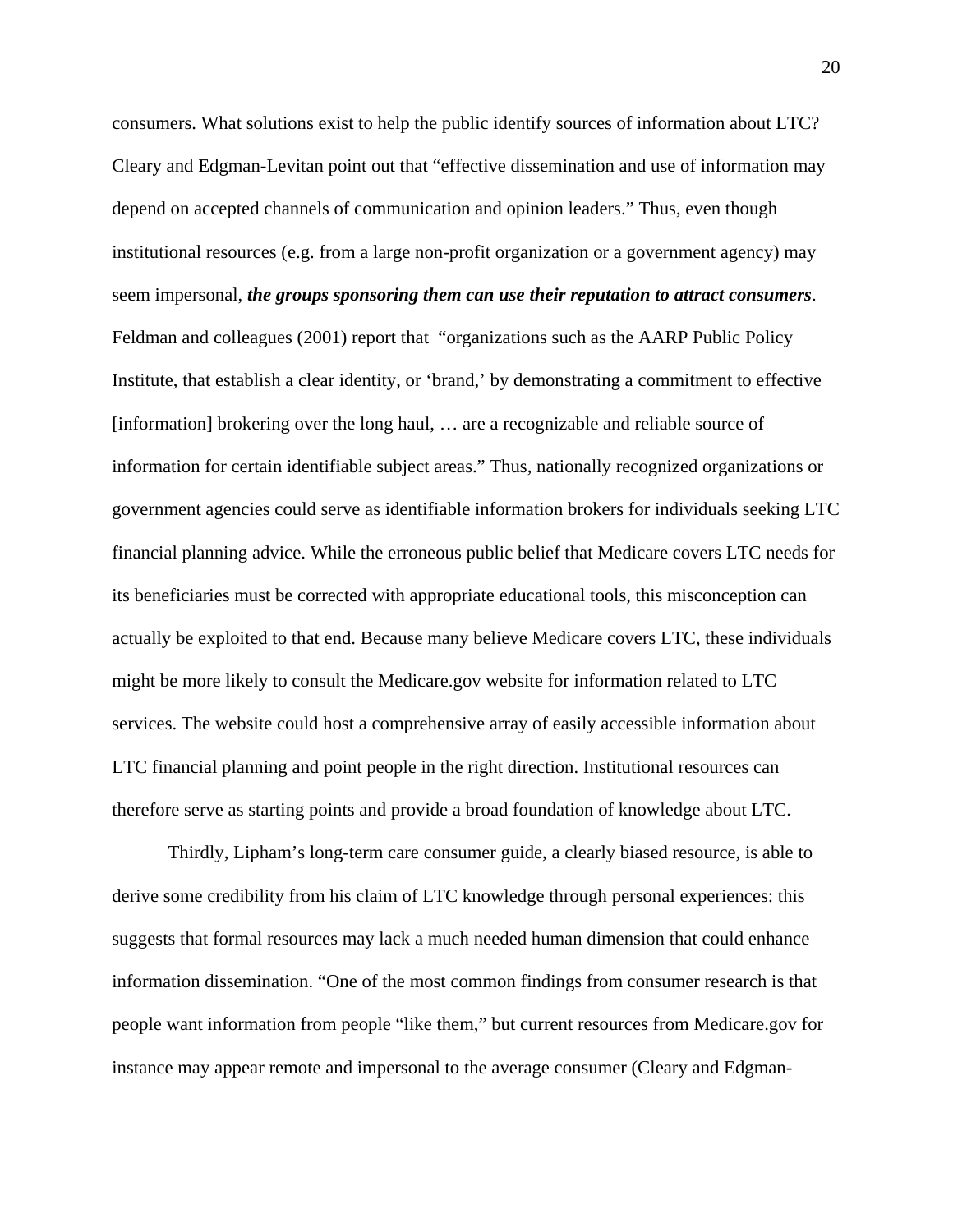consumers. What solutions exist to help the public identify sources of information about LTC? Cleary and Edgman-Levitan point out that "effective dissemination and use of information may depend on accepted channels of communication and opinion leaders." Thus, even though institutional resources (e.g. from a large non-profit organization or a government agency) may seem impersonal, ***the groups sponsoring them can use their reputation to attract consumers***. Feldman and colleagues (2001) report that "organizations such as the AARP Public Policy Institute, that establish a clear identity, or 'brand,' by demonstrating a commitment to effective [information] brokering over the long haul, … are a recognizable and reliable source of information for certain identifiable subject areas." Thus, nationally recognized organizations or government agencies could serve as identifiable information brokers for individuals seeking LTC financial planning advice. While the erroneous public belief that Medicare covers LTC needs for its beneficiaries must be corrected with appropriate educational tools, this misconception can actually be exploited to that end. Because many believe Medicare covers LTC, these individuals might be more likely to consult the Medicare.gov website for information related to LTC services. The website could host a comprehensive array of easily accessible information about LTC financial planning and point people in the right direction. Institutional resources can therefore serve as starting points and provide a broad foundation of knowledge about LTC.

Thirdly, Lipham's long-term care consumer guide, a clearly biased resource, is able to derive some credibility from his claim of LTC knowledge through personal experiences: this suggests that formal resources may lack a much needed human dimension that could enhance information dissemination. "One of the most common findings from consumer research is that people want information from people "like them," but current resources from Medicare.gov for instance may appear remote and impersonal to the average consumer (Cleary and Edgman-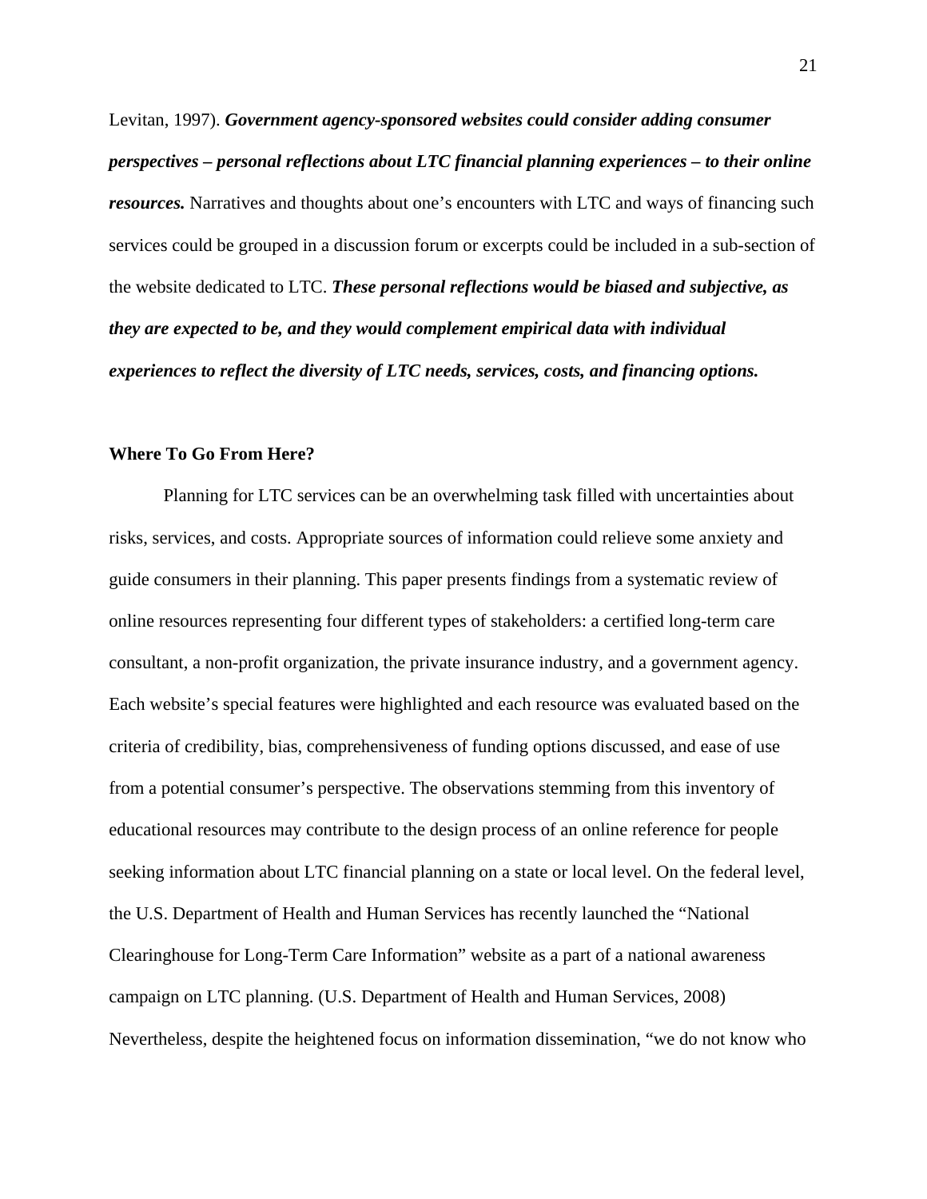Levitan, 1997). ***Government agency-sponsored websites could consider adding consumer perspectives – personal reflections about LTC financial planning experiences – to their online resources.*** Narratives and thoughts about one's encounters with LTC and ways of financing such services could be grouped in a discussion forum or excerpts could be included in a sub-section of the website dedicated to LTC. ***These personal reflections would be biased and subjective, as they are expected to be, and they would complement empirical data with individual experiences to reflect the diversity of LTC needs, services, costs, and financing options.***

**Where To Go From Here?**

Planning for LTC services can be an overwhelming task filled with uncertainties about risks, services, and costs. Appropriate sources of information could relieve some anxiety and guide consumers in their planning. This paper presents findings from a systematic review of online resources representing four different types of stakeholders: a certified long-term care consultant, a non-profit organization, the private insurance industry, and a government agency. Each website's special features were highlighted and each resource was evaluated based on the criteria of credibility, bias, comprehensiveness of funding options discussed, and ease of use from a potential consumer's perspective. The observations stemming from this inventory of educational resources may contribute to the design process of an online reference for people seeking information about LTC financial planning on a state or local level. On the federal level, the U.S. Department of Health and Human Services has recently launched the "National Clearinghouse for Long-Term Care Information" website as a part of a national awareness campaign on LTC planning. (U.S. Department of Health and Human Services, 2008) Nevertheless, despite the heightened focus on information dissemination, "we do not know who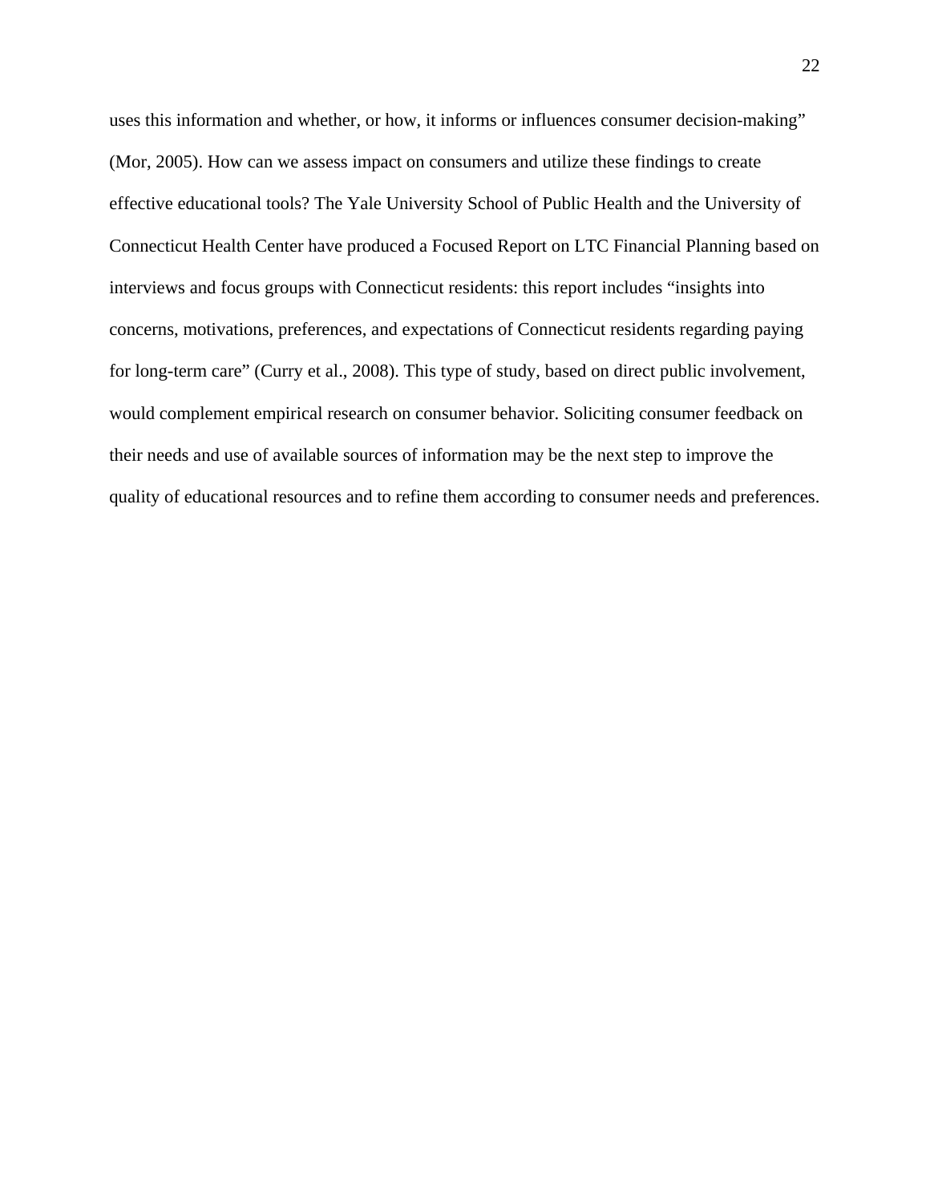uses this information and whether, or how, it informs or influences consumer decision-making" (Mor, 2005). How can we assess impact on consumers and utilize these findings to create effective educational tools? The Yale University School of Public Health and the University of Connecticut Health Center have produced a Focused Report on LTC Financial Planning based on interviews and focus groups with Connecticut residents: this report includes "insights into concerns, motivations, preferences, and expectations of Connecticut residents regarding paying for long-term care" (Curry et al., 2008). This type of study, based on direct public involvement, would complement empirical research on consumer behavior. Soliciting consumer feedback on their needs and use of available sources of information may be the next step to improve the quality of educational resources and to refine them according to consumer needs and preferences.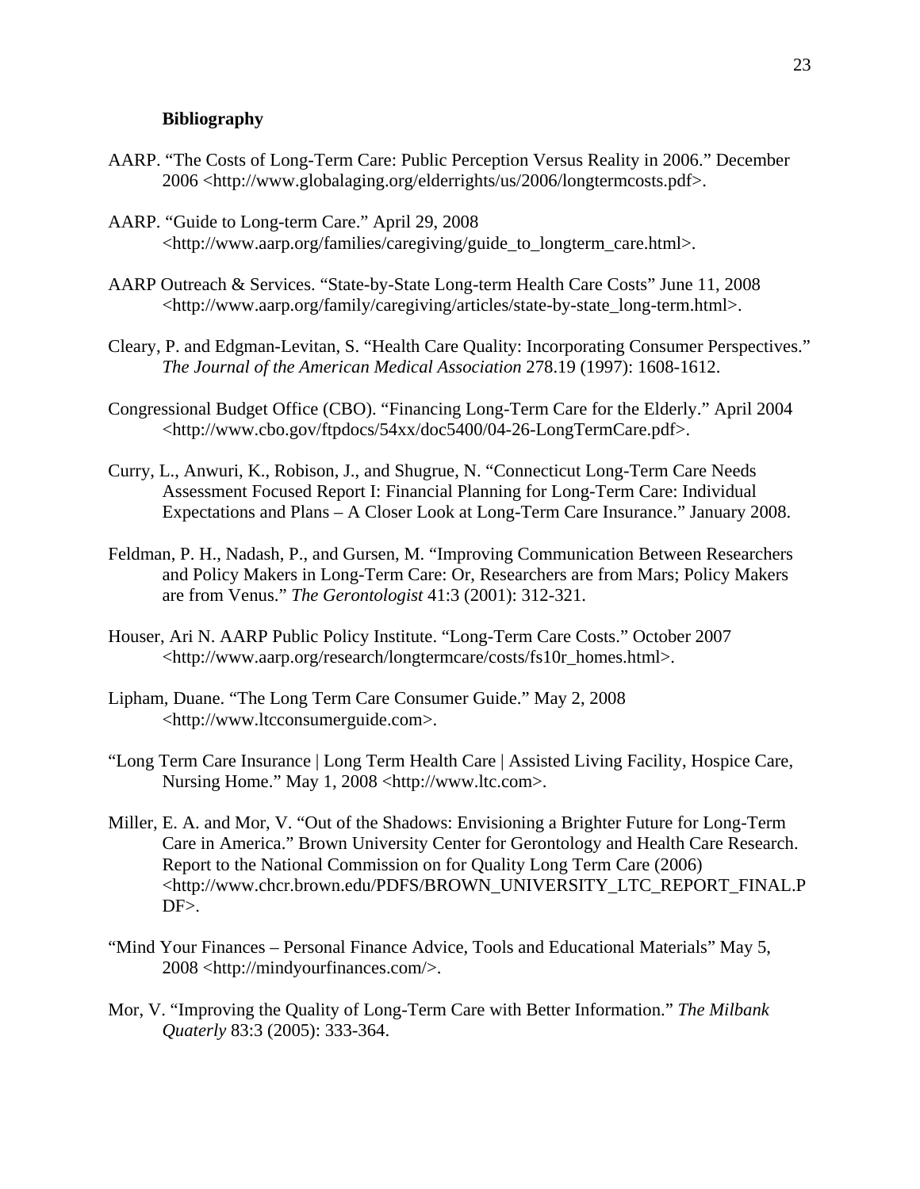## Bibliography

AARP. "The Costs of Long-Term Care: Public Perception Versus Reality in 2006." December 2006 <http://www.globalaging.org/elderrights/us/2006/longtermcosts.pdf>.

AARP. "Guide to Long-term Care." April 29, 2008 <http://www.aarp.org/families/caregiving/guide_to_longterm_care.html>.

AARP Outreach & Services. "State-by-State Long-term Health Care Costs" June 11, 2008 <http://www.aarp.org/family/caregiving/articles/state-by-state_long-term.html>.

Cleary, P. and Edgman-Levitan, S. "Health Care Quality: Incorporating Consumer Perspectives." *The Journal of the American Medical Association* 278.19 (1997): 1608-1612.

Congressional Budget Office (CBO). "Financing Long-Term Care for the Elderly." April 2004 <http://www.cbo.gov/ftpdocs/54xx/doc5400/04-26-LongTermCare.pdf>.

Curry, L., Anwuri, K., Robison, J., and Shugrue, N. "Connecticut Long-Term Care Needs Assessment Focused Report I: Financial Planning for Long-Term Care: Individual Expectations and Plans – A Closer Look at Long-Term Care Insurance." January 2008.

Feldman, P. H., Nadash, P., and Gursen, M. "Improving Communication Between Researchers and Policy Makers in Long-Term Care: Or, Researchers are from Mars; Policy Makers are from Venus." *The Gerontologist* 41:3 (2001): 312-321.

Houser, Ari N. AARP Public Policy Institute. "Long-Term Care Costs." October 2007 <http://www.aarp.org/research/longtermcare/costs/fs10r_homes.html>.

Lipham, Duane. "The Long Term Care Consumer Guide." May 2, 2008 <http://www.ltcconsumerguide.com>.

"Long Term Care Insurance | Long Term Health Care | Assisted Living Facility, Hospice Care, Nursing Home." May 1, 2008 <http://www.ltc.com>.

Miller, E. A. and Mor, V. "Out of the Shadows: Envisioning a Brighter Future for Long-Term Care in America." Brown University Center for Gerontology and Health Care Research. Report to the National Commission on for Quality Long Term Care (2006) <http://www.chcr.brown.edu/PDFS/BROWN_UNIVERSITY_LTC_REPORT_FINAL.PDF>.

"Mind Your Finances – Personal Finance Advice, Tools and Educational Materials" May 5, 2008 <http://mindyourfinances.com/>.

Mor, V. "Improving the Quality of Long-Term Care with Better Information." *The Milbank Quaterly* 83:3 (2005): 333-364.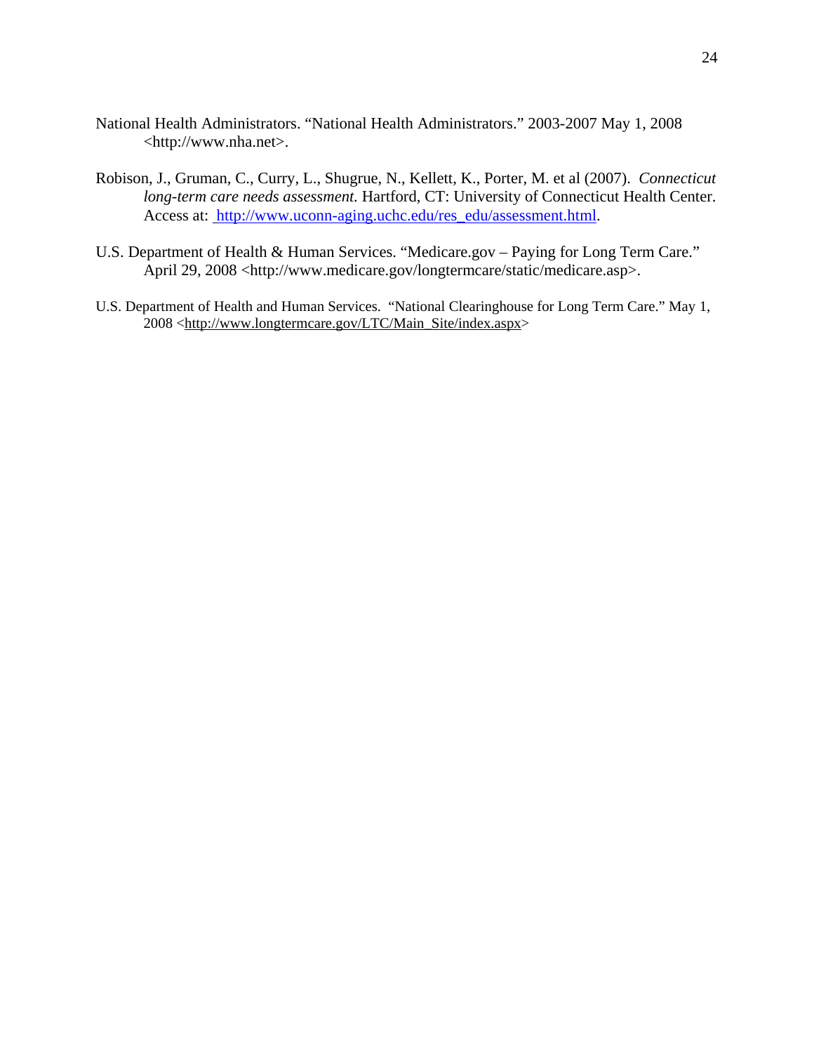National Health Administrators. “National Health Administrators.” 2003-2007 May 1, 2008 <http://www.nha.net>.

Robison, J., Gruman, C., Curry, L., Shugrue, N., Kellett, K., Porter, M. et al (2007). *Connecticut long-term care needs assessment.* Hartford, CT: University of Connecticut Health Center. Access at: http://www.uconn-aging.uchc.edu/res_edu/assessment.html.

U.S. Department of Health & Human Services. “Medicare.gov – Paying for Long Term Care.” April 29, 2008 <http://www.medicare.gov/longtermcare/static/medicare.asp>.

U.S. Department of Health and Human Services. “National Clearinghouse for Long Term Care.” May 1, 2008 <http://www.longtermcare.gov/LTC/Main_Site/index.aspx>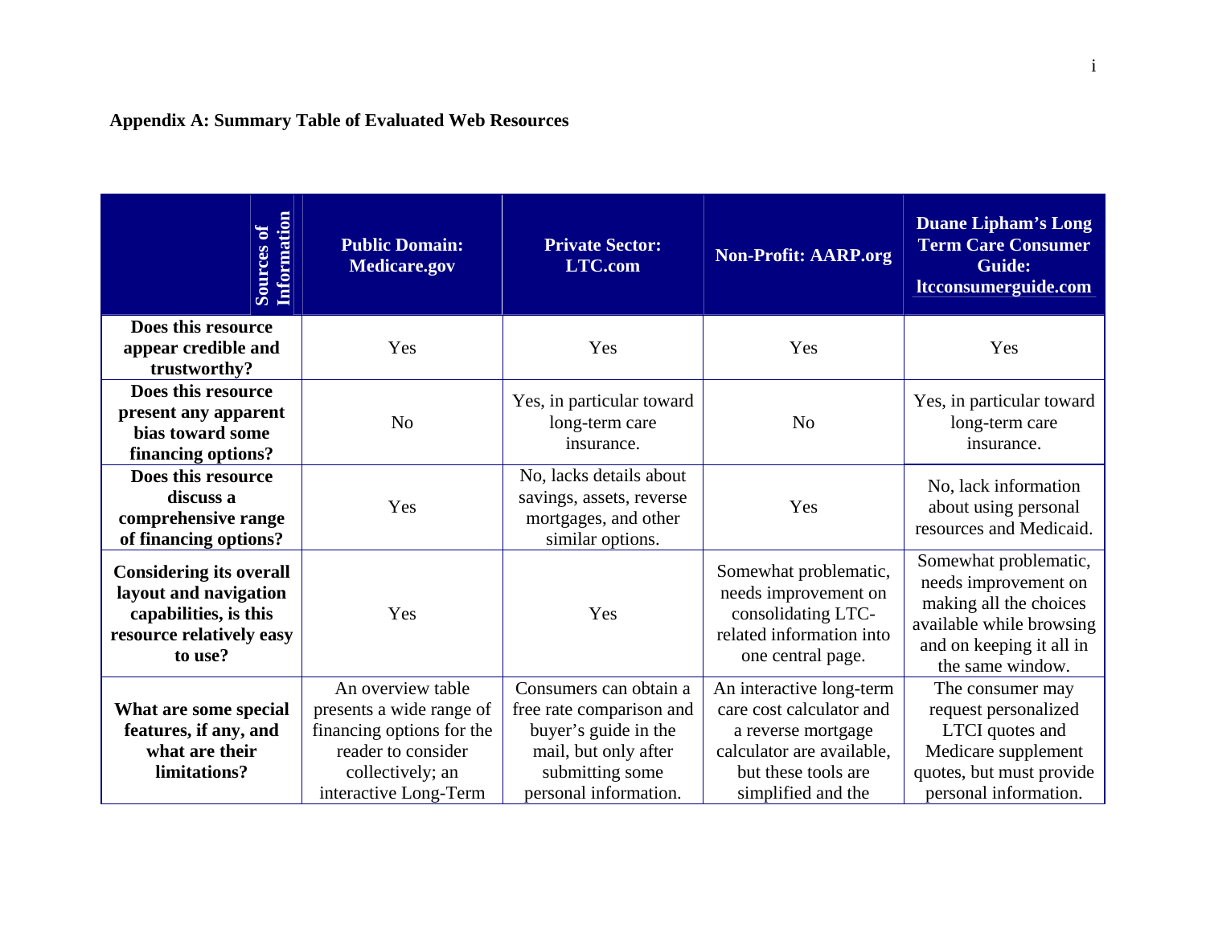**Appendix A: Summary Table of Evaluated Web Resources**

| Sources of Information | Public Domain: Medicare.gov | Private Sector: LTC.com | Non-Profit: AARP.org | Duane Lipham's Long Term Care Consumer Guide: ltcconsumerguide.com |
|---|---|---|---|---|
| **Does this resource appear credible and trustworthy?** | Yes | Yes | Yes | Yes |
| **Does this resource present any apparent bias toward some financing options?** | No | Yes, in particular toward long-term care insurance. | No | Yes, in particular toward long-term care insurance. |
| **Does this resource discuss a comprehensive range of financing options?** | Yes | No, lacks details about savings, assets, reverse mortgages, and other similar options. | Yes | No, lack information about using personal resources and Medicaid. |
| **Considering its overall layout and navigation capabilities, is this resource relatively easy to use?** | Yes | Yes | Somewhat problematic, needs improvement on consolidating LTC-related information into one central page. | Somewhat problematic, needs improvement on making all the choices available while browsing and on keeping it all in the same window. |
| **What are some special features, if any, and what are their limitations?** | An overview table presents a wide range of financing options for the reader to consider collectively; an interactive Long-Term | Consumers can obtain a free rate comparison and buyer's guide in the mail, but only after submitting some personal information. | An interactive long-term care cost calculator and a reverse mortgage calculator are available, but these tools are simplified and the | The consumer may request personalized LTCI quotes and Medicare supplement quotes, but must provide personal information. |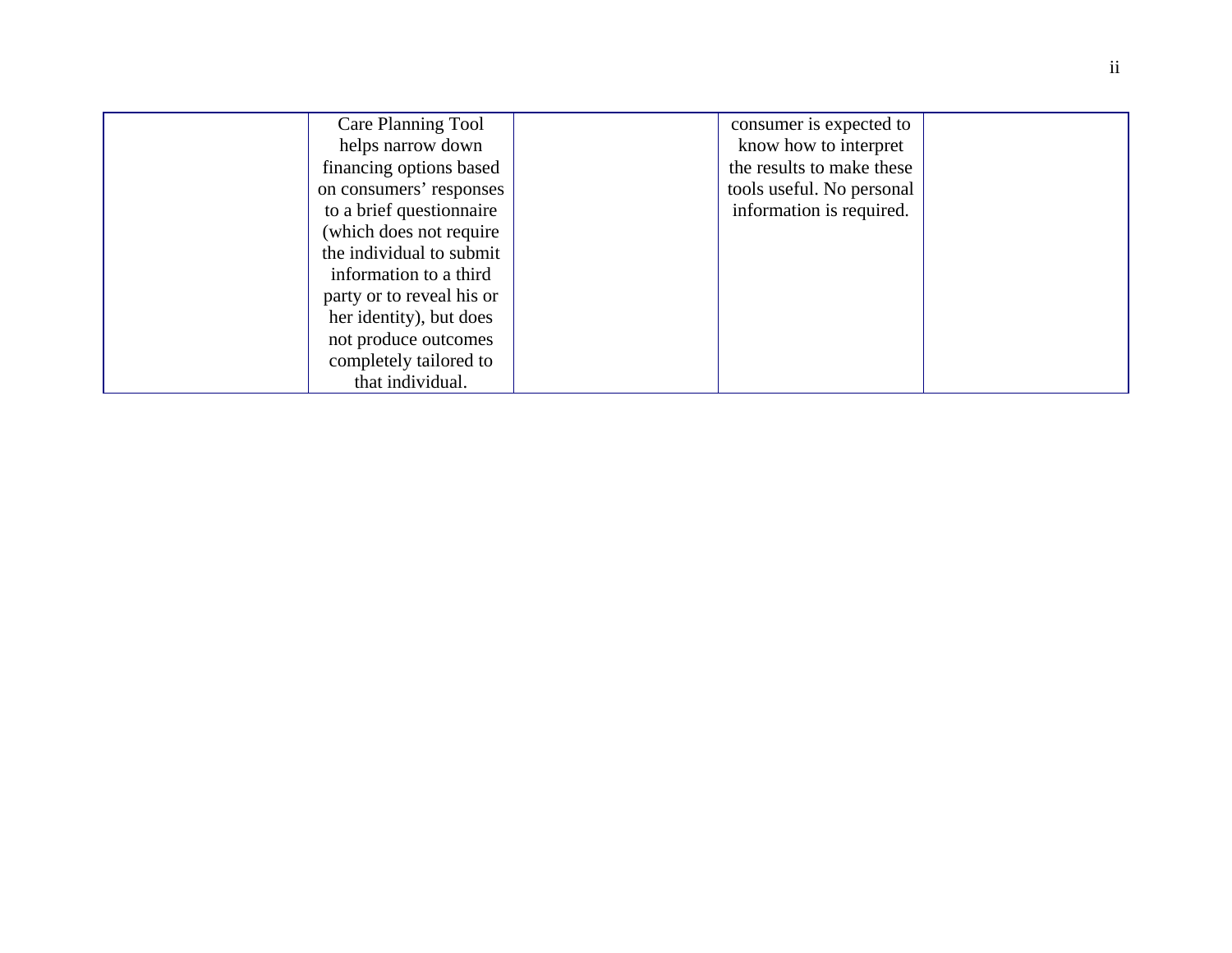| | | | | |
|---|---|---|---|---|
| | Care Planning Tool helps narrow down financing options based on consumers' responses to a brief questionnaire (which does not require the individual to submit information to a third party or to reveal his or her identity), but does not produce outcomes completely tailored to that individual. | | consumer is expected to know how to interpret the results to make these tools useful. No personal information is required. | |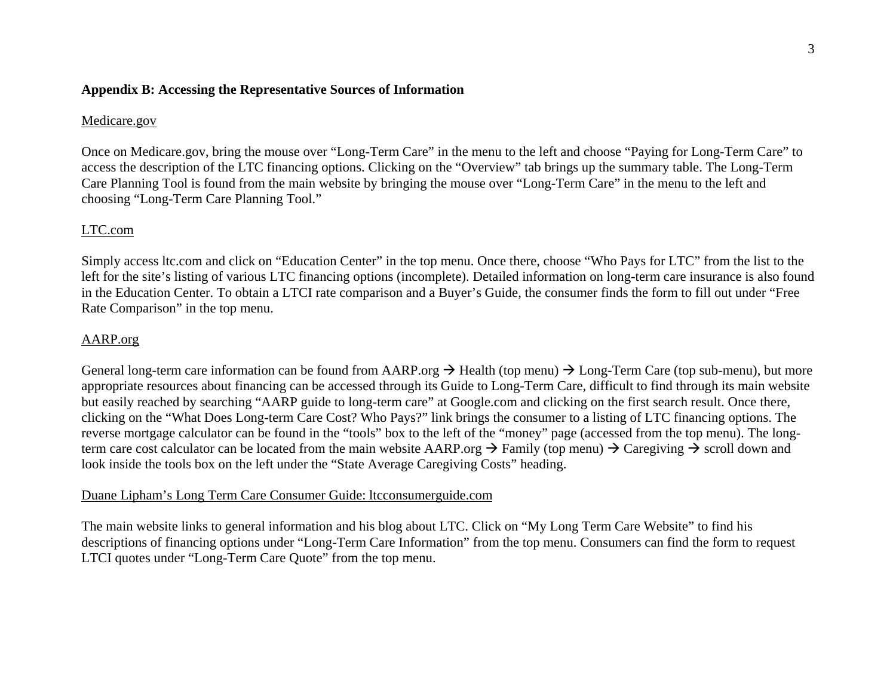**Appendix B: Accessing the Representative Sources of Information**

Medicare.gov

Once on Medicare.gov, bring the mouse over "Long-Term Care" in the menu to the left and choose "Paying for Long-Term Care" to access the description of the LTC financing options. Clicking on the "Overview" tab brings up the summary table. The Long-Term Care Planning Tool is found from the main website by bringing the mouse over "Long-Term Care" in the menu to the left and choosing "Long-Term Care Planning Tool."

LTC.com

Simply access ltc.com and click on "Education Center" in the top menu. Once there, choose "Who Pays for LTC" from the list to the left for the site's listing of various LTC financing options (incomplete). Detailed information on long-term care insurance is also found in the Education Center. To obtain a LTCI rate comparison and a Buyer's Guide, the consumer finds the form to fill out under "Free Rate Comparison" in the top menu.

AARP.org

General long-term care information can be found from AARP.org → Health (top menu) → Long-Term Care (top sub-menu), but more appropriate resources about financing can be accessed through its Guide to Long-Term Care, difficult to find through its main website but easily reached by searching "AARP guide to long-term care" at Google.com and clicking on the first search result. Once there, clicking on the "What Does Long-term Care Cost? Who Pays?" link brings the consumer to a listing of LTC financing options. The reverse mortgage calculator can be found in the "tools" box to the left of the "money" page (accessed from the top menu). The long-term care cost calculator can be located from the main website AARP.org → Family (top menu) → Caregiving → scroll down and look inside the tools box on the left under the "State Average Caregiving Costs" heading.

Duane Lipham's Long Term Care Consumer Guide: ltcconsumerguide.com

The main website links to general information and his blog about LTC. Click on "My Long Term Care Website" to find his descriptions of financing options under "Long-Term Care Information" from the top menu. Consumers can find the form to request LTCI quotes under "Long-Term Care Quote" from the top menu.